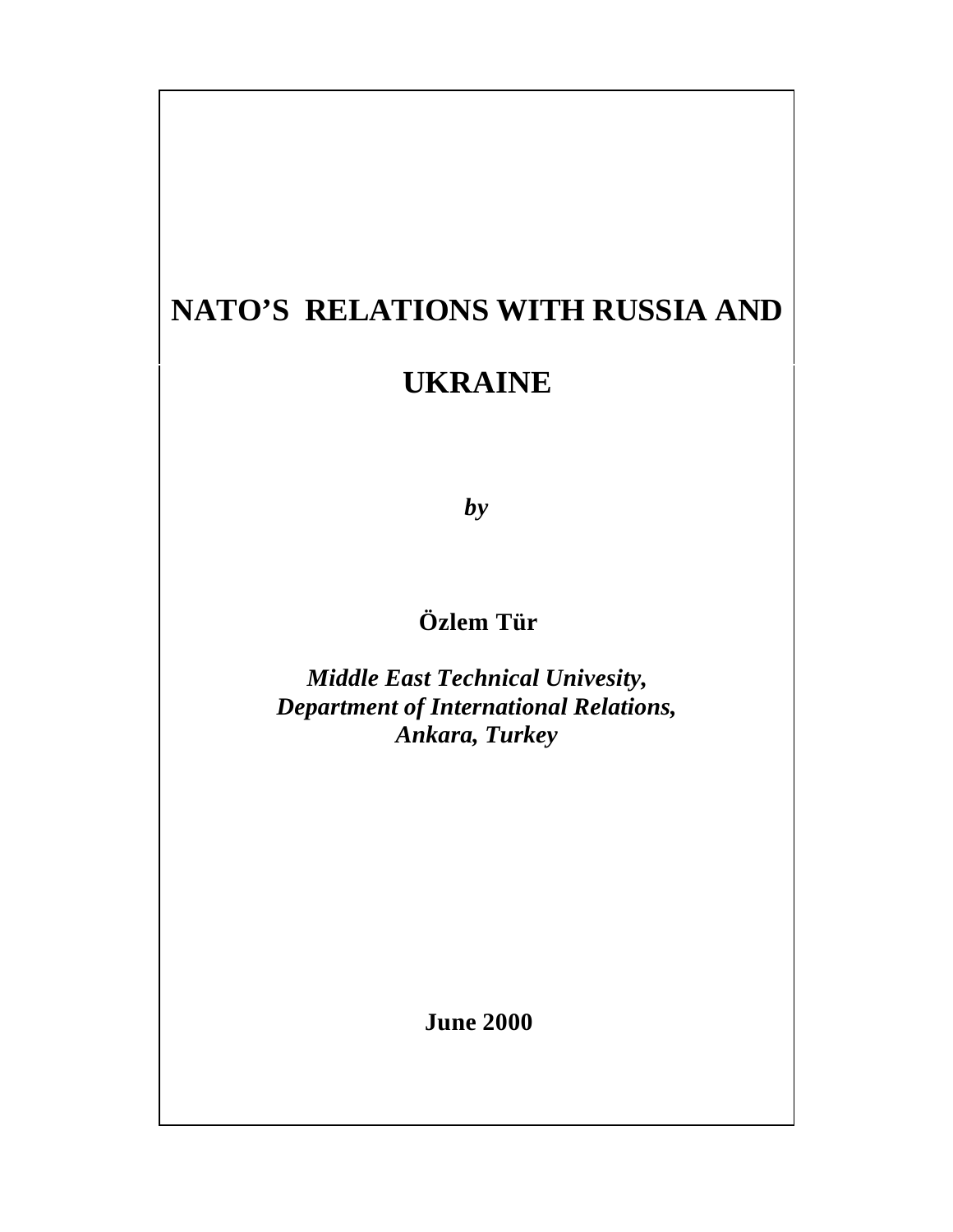# NATO'S RELATIONS WITH RUSSIA AND UKRAINE

***by***

**Özlem Tür**

***Middle East Technical Univesity,***
***Department of International Relations,***
***Ankara, Turkey***

**June 2000**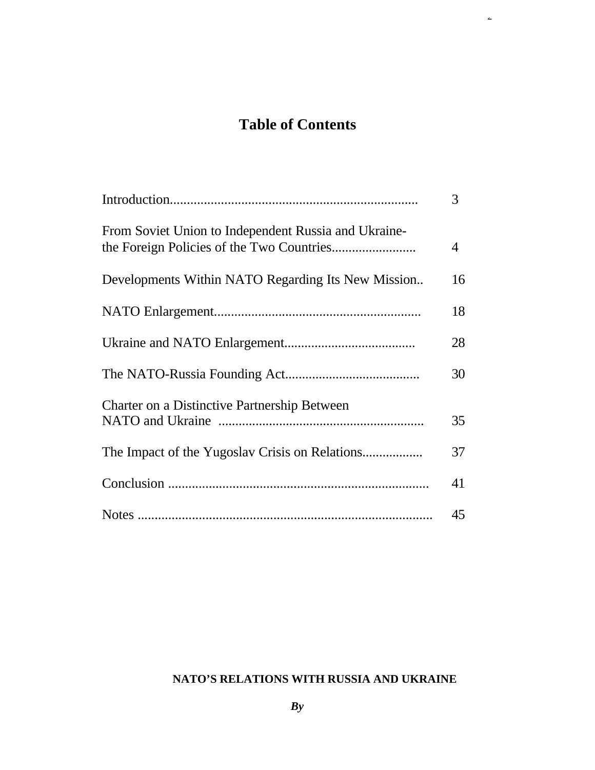# Table of Contents

| | |
|---|---|
| Introduction | 3 |
| From Soviet Union to Independent Russia and Ukraine- the Foreign Policies of the Two Countries | 4 |
| Developments Within NATO Regarding Its New Mission | 16 |
| NATO Enlargement | 18 |
| Ukraine and NATO Enlargement | 28 |
| The NATO-Russia Founding Act | 30 |
| Charter on a Distinctive Partnership Between NATO and Ukraine | 35 |
| The Impact of the Yugoslav Crisis on Relations | 37 |
| Conclusion | 41 |
| Notes | 45 |

**NATO'S RELATIONS WITH RUSSIA AND UKRAINE**

***By***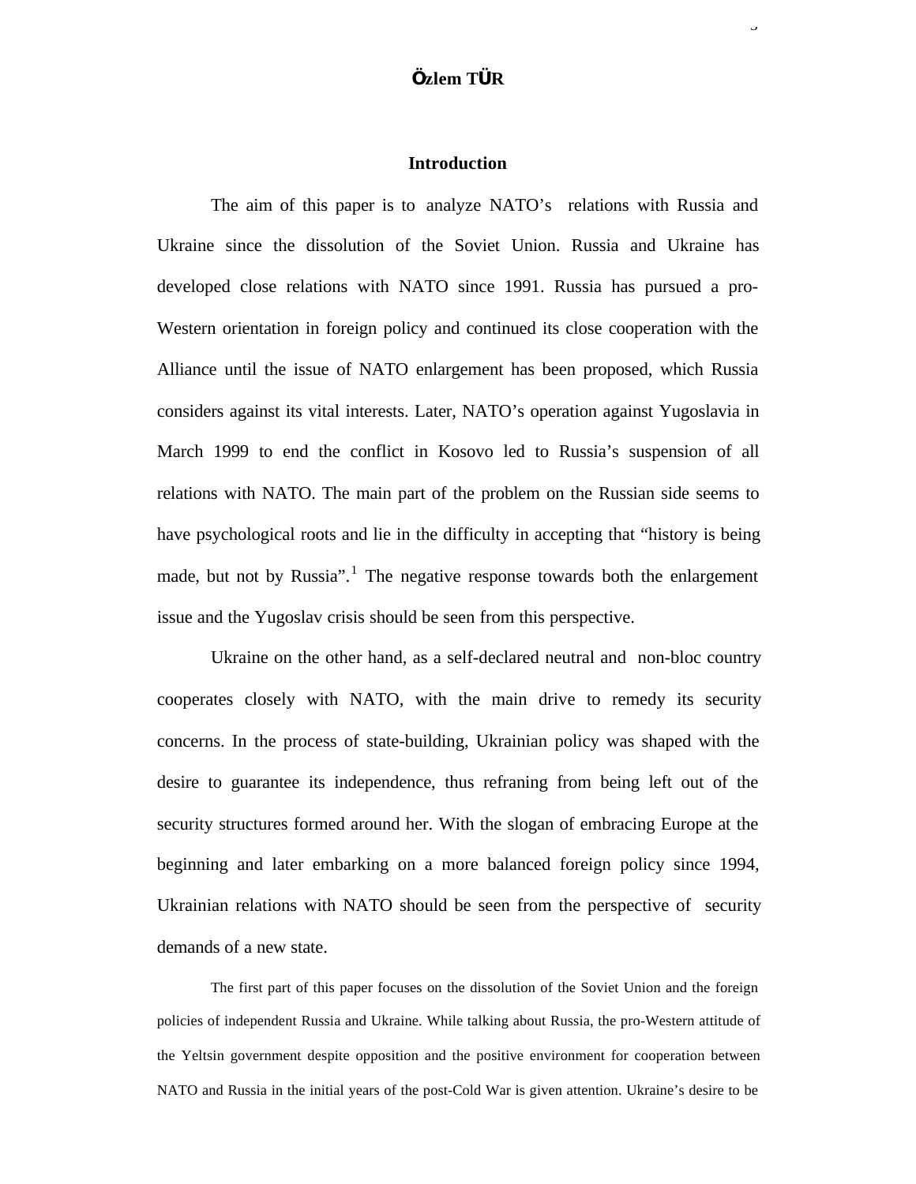**Özlem TÜR**

## Introduction

The aim of this paper is to analyze NATO's relations with Russia and Ukraine since the dissolution of the Soviet Union. Russia and Ukraine has developed close relations with NATO since 1991. Russia has pursued a pro-Western orientation in foreign policy and continued its close cooperation with the Alliance until the issue of NATO enlargement has been proposed, which Russia considers against its vital interests. Later, NATO's operation against Yugoslavia in March 1999 to end the conflict in Kosovo led to Russia's suspension of all relations with NATO. The main part of the problem on the Russian side seems to have psychological roots and lie in the difficulty in accepting that "history is being made, but not by Russia".[1] The negative response towards both the enlargement issue and the Yugoslav crisis should be seen from this perspective.

Ukraine on the other hand, as a self-declared neutral and non-bloc country cooperates closely with NATO, with the main drive to remedy its security concerns. In the process of state-building, Ukrainian policy was shaped with the desire to guarantee its independence, thus refraning from being left out of the security structures formed around her. With the slogan of embracing Europe at the beginning and later embarking on a more balanced foreign policy since 1994, Ukrainian relations with NATO should be seen from the perspective of security demands of a new state.

The first part of this paper focuses on the dissolution of the Soviet Union and the foreign policies of independent Russia and Ukraine. While talking about Russia, the pro-Western attitude of the Yeltsin government despite opposition and the positive environment for cooperation between NATO and Russia in the initial years of the post-Cold War is given attention. Ukraine's desire to be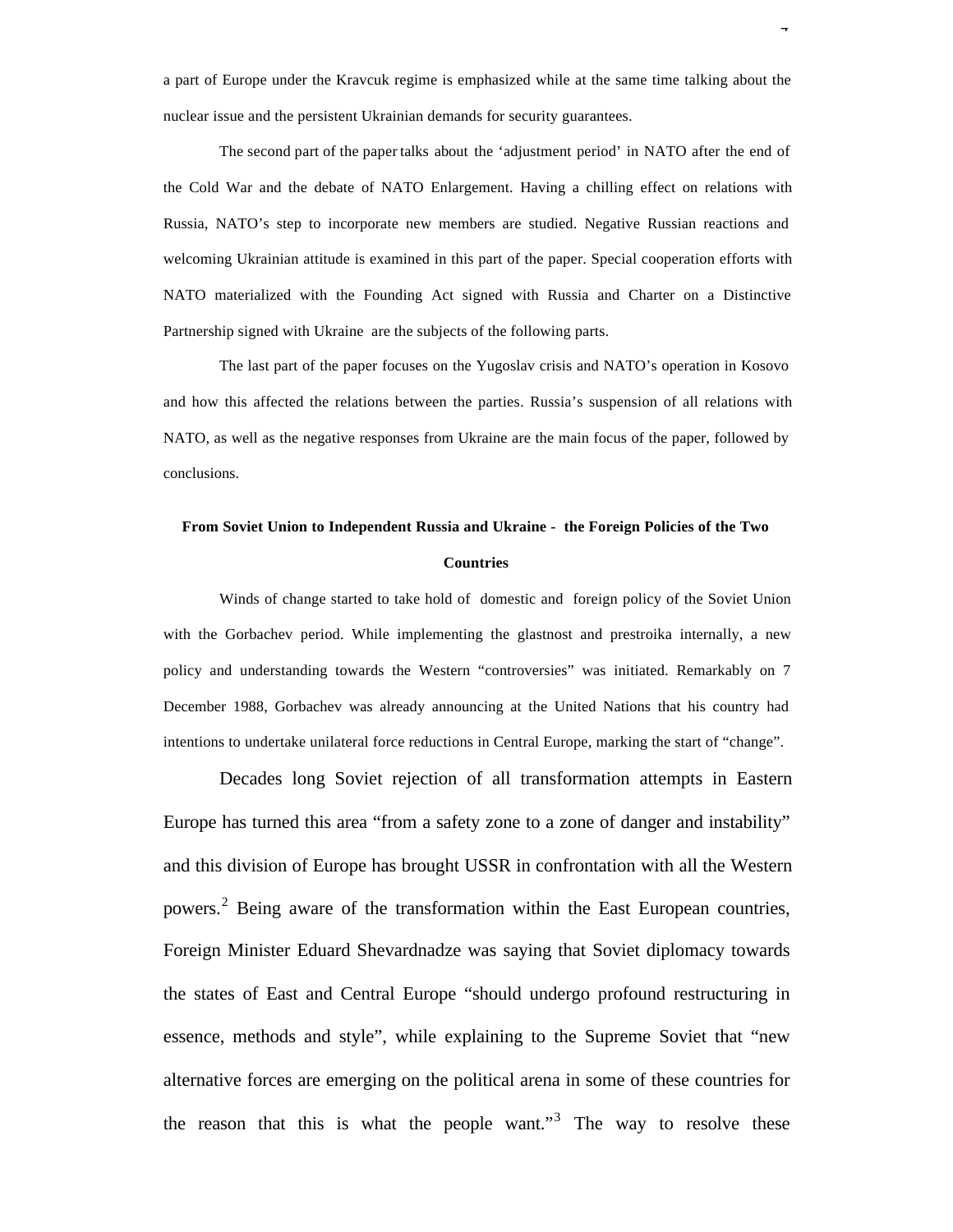a part of Europe under the Kravcuk regime is emphasized while at the same time talking about the nuclear issue and the persistent Ukrainian demands for security guarantees.

The second part of the paper talks about the 'adjustment period' in NATO after the end of the Cold War and the debate of NATO Enlargement. Having a chilling effect on relations with Russia, NATO's step to incorporate new members are studied. Negative Russian reactions and welcoming Ukrainian attitude is examined in this part of the paper. Special cooperation efforts with NATO materialized with the Founding Act signed with Russia and Charter on a Distinctive Partnership signed with Ukraine are the subjects of the following parts.

The last part of the paper focuses on the Yugoslav crisis and NATO's operation in Kosovo and how this affected the relations between the parties. Russia's suspension of all relations with NATO, as well as the negative responses from Ukraine are the main focus of the paper, followed by conclusions.

**From Soviet Union to Independent Russia and Ukraine - the Foreign Policies of the Two Countries**

Winds of change started to take hold of domestic and foreign policy of the Soviet Union with the Gorbachev period. While implementing the glastnost and prestroika internally, a new policy and understanding towards the Western "controversies" was initiated. Remarkably on 7 December 1988, Gorbachev was already announcing at the United Nations that his country had intentions to undertake unilateral force reductions in Central Europe, marking the start of "change".

Decades long Soviet rejection of all transformation attempts in Eastern Europe has turned this area "from a safety zone to a zone of danger and instability" and this division of Europe has brought USSR in confrontation with all the Western powers.[2] Being aware of the transformation within the East European countries, Foreign Minister Eduard Shevardnadze was saying that Soviet diplomacy towards the states of East and Central Europe "should undergo profound restructuring in essence, methods and style", while explaining to the Supreme Soviet that "new alternative forces are emerging on the political arena in some of these countries for the reason that this is what the people want."[3] The way to resolve these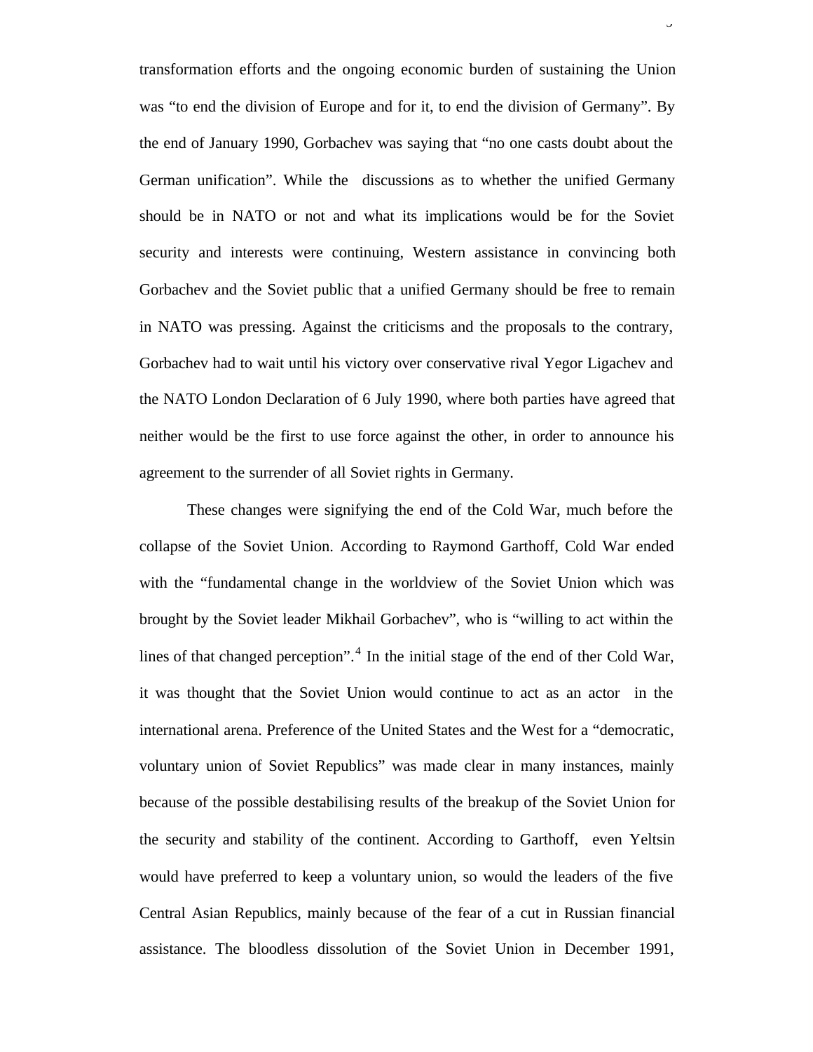transformation efforts and the ongoing economic burden of sustaining the Union was “to end the division of Europe and for it, to end the division of Germany”. By the end of January 1990, Gorbachev was saying that “no one casts doubt about the German unification”. While the discussions as to whether the unified Germany should be in NATO or not and what its implications would be for the Soviet security and interests were continuing, Western assistance in convincing both Gorbachev and the Soviet public that a unified Germany should be free to remain in NATO was pressing. Against the criticisms and the proposals to the contrary, Gorbachev had to wait until his victory over conservative rival Yegor Ligachev and the NATO London Declaration of 6 July 1990, where both parties have agreed that neither would be the first to use force against the other, in order to announce his agreement to the surrender of all Soviet rights in Germany.

These changes were signifying the end of the Cold War, much before the collapse of the Soviet Union. According to Raymond Garthoff, Cold War ended with the “fundamental change in the worldview of the Soviet Union which was brought by the Soviet leader Mikhail Gorbachev”, who is “willing to act within the lines of that changed perception”.[4] In the initial stage of the end of ther Cold War, it was thought that the Soviet Union would continue to act as an actor in the international arena. Preference of the United States and the West for a “democratic, voluntary union of Soviet Republics” was made clear in many instances, mainly because of the possible destabilising results of the breakup of the Soviet Union for the security and stability of the continent. According to Garthoff, even Yeltsin would have preferred to keep a voluntary union, so would the leaders of the five Central Asian Republics, mainly because of the fear of a cut in Russian financial assistance. The bloodless dissolution of the Soviet Union in December 1991,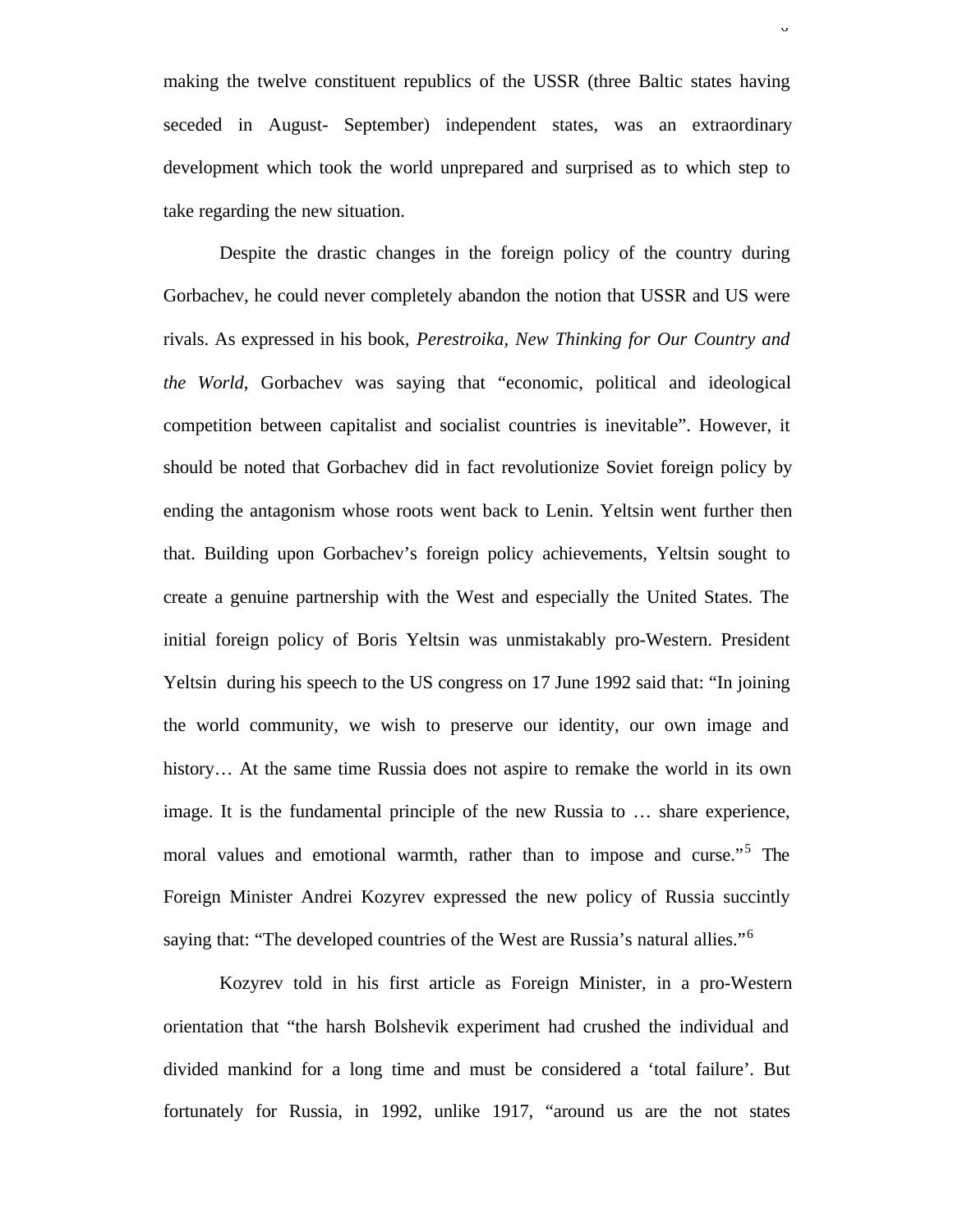making the twelve constituent republics of the USSR (three Baltic states having seceded in August- September) independent states, was an extraordinary development which took the world unprepared and surprised as to which step to take regarding the new situation.

Despite the drastic changes in the foreign policy of the country during Gorbachev, he could never completely abandon the notion that USSR and US were rivals. As expressed in his book, *Perestroika, New Thinking for Our Country and the World*, Gorbachev was saying that "economic, political and ideological competition between capitalist and socialist countries is inevitable". However, it should be noted that Gorbachev did in fact revolutionize Soviet foreign policy by ending the antagonism whose roots went back to Lenin. Yeltsin went further then that. Building upon Gorbachev's foreign policy achievements, Yeltsin sought to create a genuine partnership with the West and especially the United States. The initial foreign policy of Boris Yeltsin was unmistakably pro-Western. President Yeltsin during his speech to the US congress on 17 June 1992 said that: "In joining the world community, we wish to preserve our identity, our own image and history… At the same time Russia does not aspire to remake the world in its own image. It is the fundamental principle of the new Russia to … share experience, moral values and emotional warmth, rather than to impose and curse."[5] The Foreign Minister Andrei Kozyrev expressed the new policy of Russia succintly saying that: "The developed countries of the West are Russia's natural allies."[6]

Kozyrev told in his first article as Foreign Minister, in a pro-Western orientation that "the harsh Bolshevik experiment had crushed the individual and divided mankind for a long time and must be considered a 'total failure'. But fortunately for Russia, in 1992, unlike 1917, "around us are the not states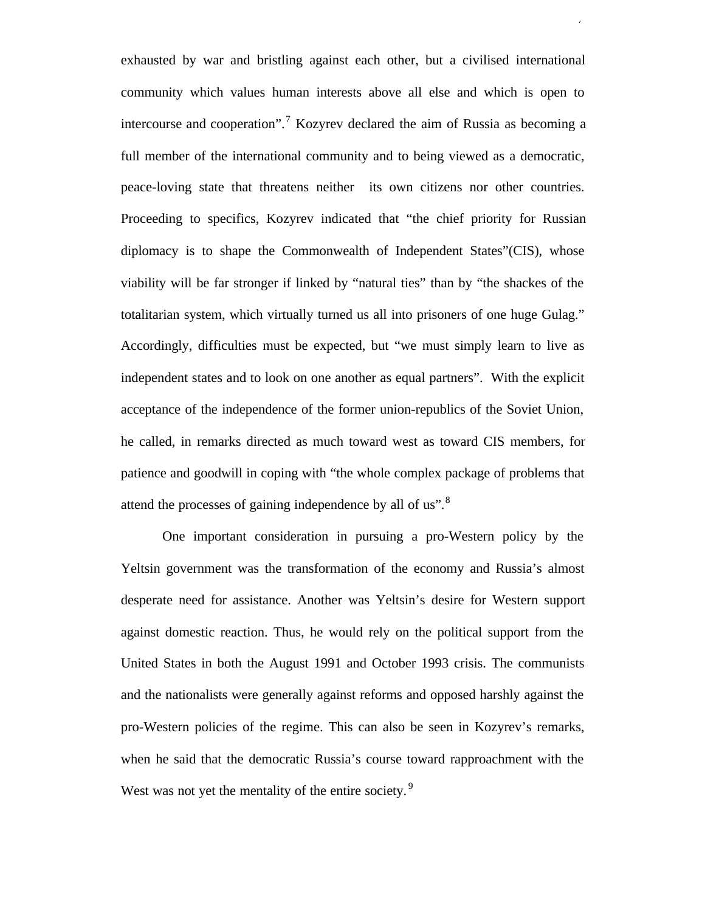exhausted by war and bristling against each other, but a civilised international community which values human interests above all else and which is open to intercourse and cooperation".[7] Kozyrev declared the aim of Russia as becoming a full member of the international community and to being viewed as a democratic, peace-loving state that threatens neither its own citizens nor other countries. Proceeding to specifics, Kozyrev indicated that "the chief priority for Russian diplomacy is to shape the Commonwealth of Independent States"(CIS), whose viability will be far stronger if linked by "natural ties" than by "the shackes of the totalitarian system, which virtually turned us all into prisoners of one huge Gulag." Accordingly, difficulties must be expected, but "we must simply learn to live as independent states and to look on one another as equal partners". With the explicit acceptance of the independence of the former union-republics of the Soviet Union, he called, in remarks directed as much toward west as toward CIS members, for patience and goodwill in coping with "the whole complex package of problems that attend the processes of gaining independence by all of us".[8]

One important consideration in pursuing a pro-Western policy by the Yeltsin government was the transformation of the economy and Russia's almost desperate need for assistance. Another was Yeltsin's desire for Western support against domestic reaction. Thus, he would rely on the political support from the United States in both the August 1991 and October 1993 crisis. The communists and the nationalists were generally against reforms and opposed harshly against the pro-Western policies of the regime. This can also be seen in Kozyrev's remarks, when he said that the democratic Russia's course toward rapproachment with the West was not yet the mentality of the entire society.[9]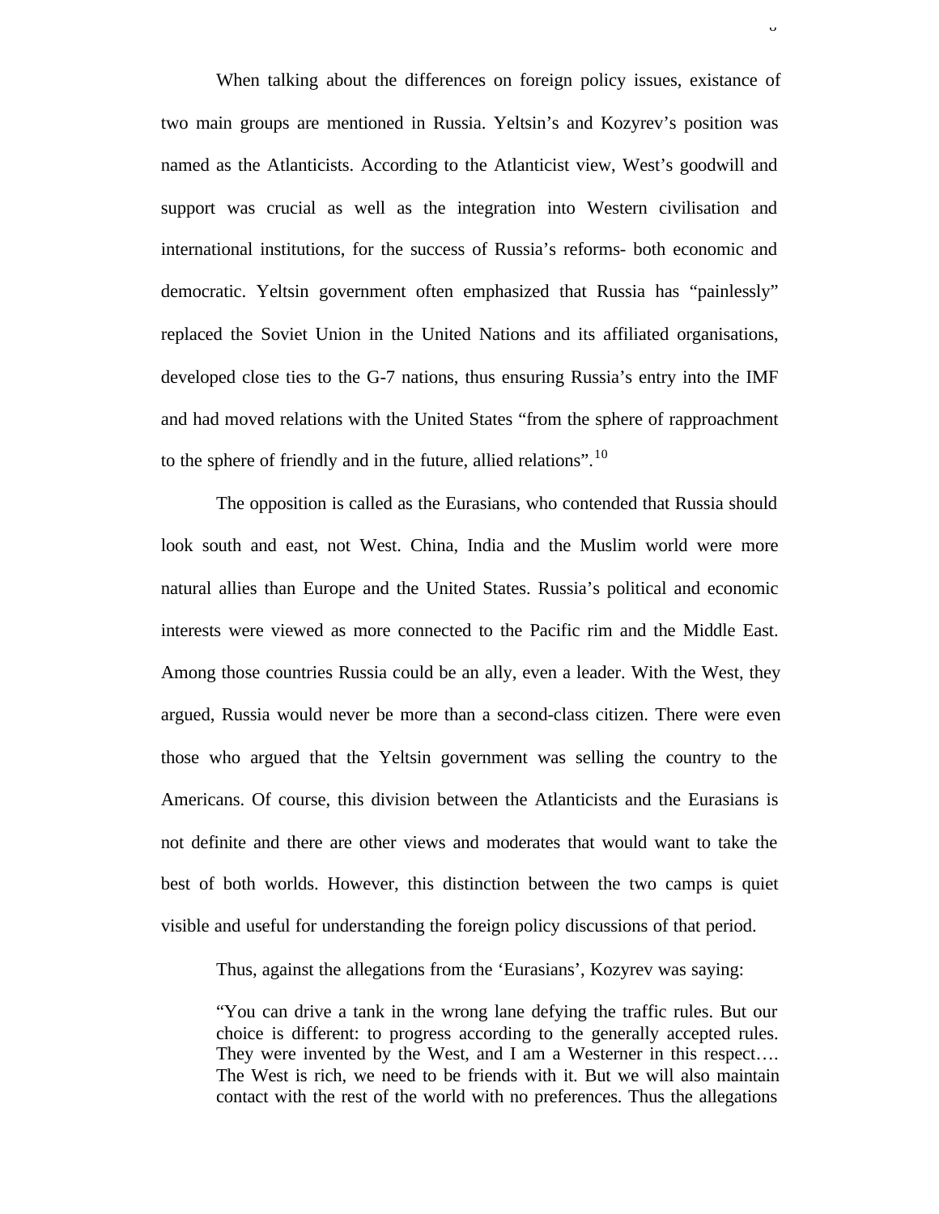When talking about the differences on foreign policy issues, existance of two main groups are mentioned in Russia. Yeltsin's and Kozyrev's position was named as the Atlanticists. According to the Atlanticist view, West's goodwill and support was crucial as well as the integration into Western civilisation and international institutions, for the success of Russia's reforms- both economic and democratic. Yeltsin government often emphasized that Russia has "painlessly" replaced the Soviet Union in the United Nations and its affiliated organisations, developed close ties to the G-7 nations, thus ensuring Russia's entry into the IMF and had moved relations with the United States "from the sphere of rapproachment to the sphere of friendly and in the future, allied relations".[10]

The opposition is called as the Eurasians, who contended that Russia should look south and east, not West. China, India and the Muslim world were more natural allies than Europe and the United States. Russia's political and economic interests were viewed as more connected to the Pacific rim and the Middle East. Among those countries Russia could be an ally, even a leader. With the West, they argued, Russia would never be more than a second-class citizen. There were even those who argued that the Yeltsin government was selling the country to the Americans. Of course, this division between the Atlanticists and the Eurasians is not definite and there are other views and moderates that would want to take the best of both worlds. However, this distinction between the two camps is quiet visible and useful for understanding the foreign policy discussions of that period.

Thus, against the allegations from the 'Eurasians', Kozyrev was saying:

> "You can drive a tank in the wrong lane defying the traffic rules. But our choice is different: to progress according to the generally accepted rules. They were invented by the West, and I am a Westerner in this respect…. The West is rich, we need to be friends with it. But we will also maintain contact with the rest of the world with no preferences. Thus the allegations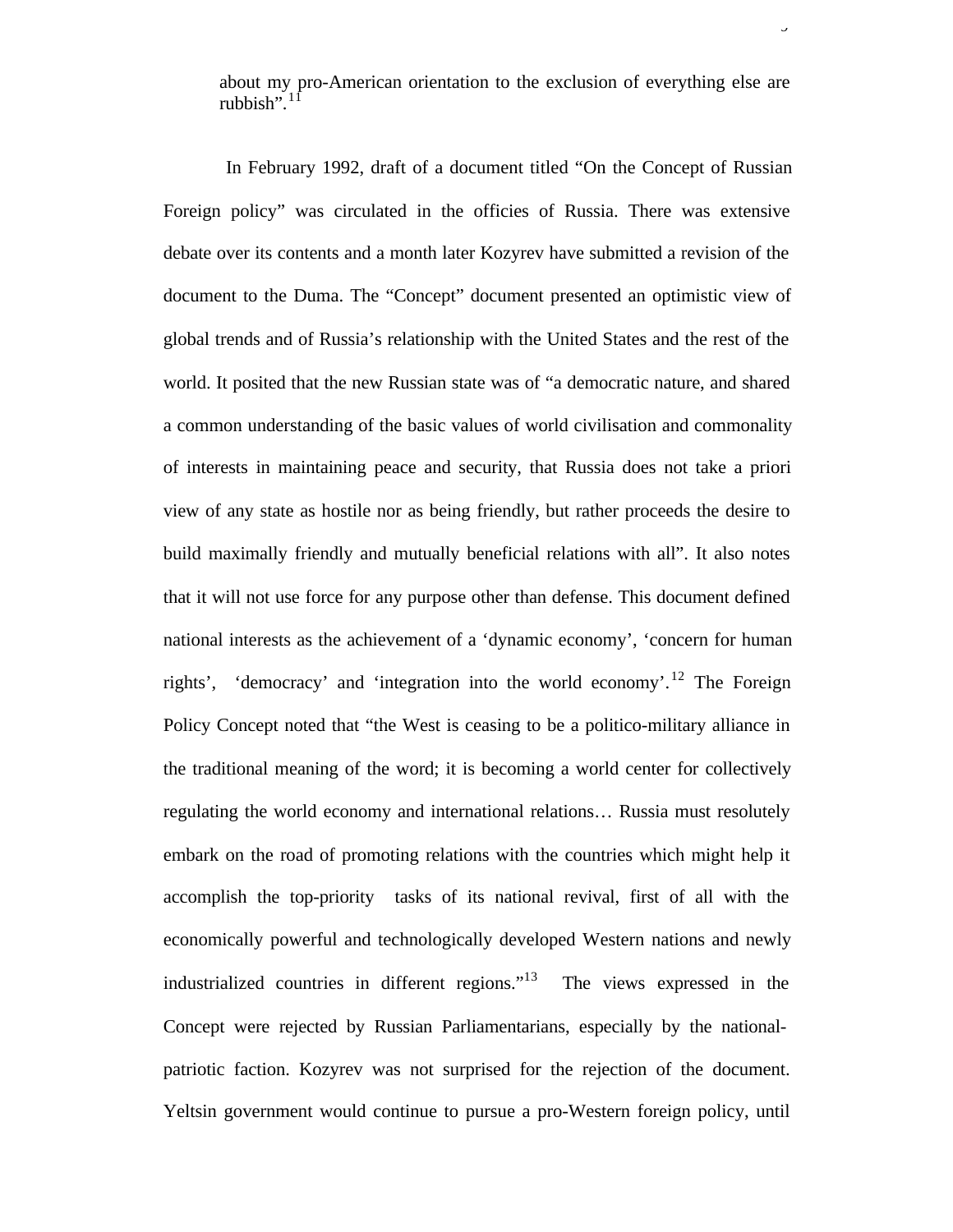about my pro-American orientation to the exclusion of everything else are rubbish".[11]

In February 1992, draft of a document titled "On the Concept of Russian Foreign policy" was circulated in the officies of Russia. There was extensive debate over its contents and a month later Kozyrev have submitted a revision of the document to the Duma. The "Concept" document presented an optimistic view of global trends and of Russia's relationship with the United States and the rest of the world. It posited that the new Russian state was of "a democratic nature, and shared a common understanding of the basic values of world civilisation and commonality of interests in maintaining peace and security, that Russia does not take a priori view of any state as hostile nor as being friendly, but rather proceeds the desire to build maximally friendly and mutually beneficial relations with all". It also notes that it will not use force for any purpose other than defense. This document defined national interests as the achievement of a 'dynamic economy', 'concern for human rights', 'democracy' and 'integration into the world economy'.[12] The Foreign Policy Concept noted that "the West is ceasing to be a politico-military alliance in the traditional meaning of the word; it is becoming a world center for collectively regulating the world economy and international relations… Russia must resolutely embark on the road of promoting relations with the countries which might help it accomplish the top-priority tasks of its national revival, first of all with the economically powerful and technologically developed Western nations and newly industrialized countries in different regions."[13] The views expressed in the Concept were rejected by Russian Parliamentarians, especially by the national-patriotic faction. Kozyrev was not surprised for the rejection of the document. Yeltsin government would continue to pursue a pro-Western foreign policy, until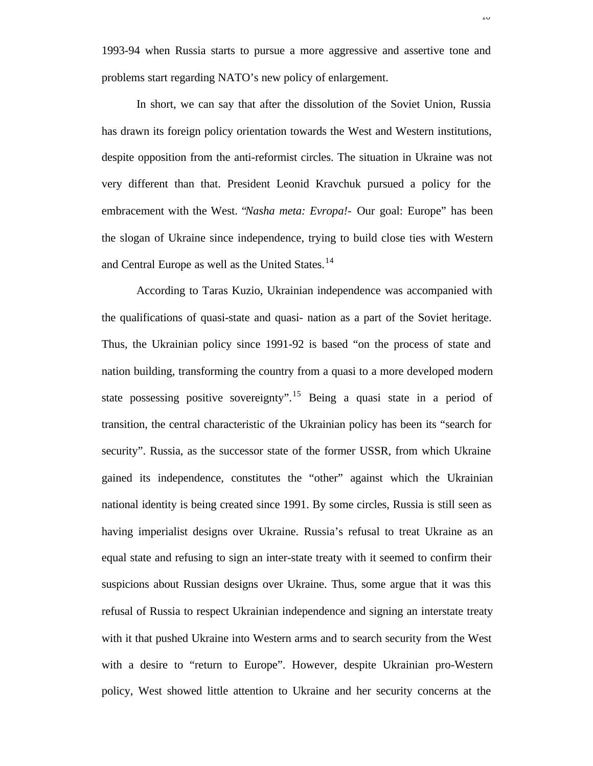1993-94 when Russia starts to pursue a more aggressive and assertive tone and problems start regarding NATO's new policy of enlargement.

In short, we can say that after the dissolution of the Soviet Union, Russia has drawn its foreign policy orientation towards the West and Western institutions, despite opposition from the anti-reformist circles. The situation in Ukraine was not very different than that. President Leonid Kravchuk pursued a policy for the embracement with the West. "*Nasha meta: Evropa!*- Our goal: Europe" has been the slogan of Ukraine since independence, trying to build close ties with Western and Central Europe as well as the United States.[14]

According to Taras Kuzio, Ukrainian independence was accompanied with the qualifications of quasi-state and quasi- nation as a part of the Soviet heritage. Thus, the Ukrainian policy since 1991-92 is based "on the process of state and nation building, transforming the country from a quasi to a more developed modern state possessing positive sovereignty".[15] Being a quasi state in a period of transition, the central characteristic of the Ukrainian policy has been its "search for security". Russia, as the successor state of the former USSR, from which Ukraine gained its independence, constitutes the "other" against which the Ukrainian national identity is being created since 1991. By some circles, Russia is still seen as having imperialist designs over Ukraine. Russia's refusal to treat Ukraine as an equal state and refusing to sign an inter-state treaty with it seemed to confirm their suspicions about Russian designs over Ukraine. Thus, some argue that it was this refusal of Russia to respect Ukrainian independence and signing an interstate treaty with it that pushed Ukraine into Western arms and to search security from the West with a desire to "return to Europe". However, despite Ukrainian pro-Western policy, West showed little attention to Ukraine and her security concerns at the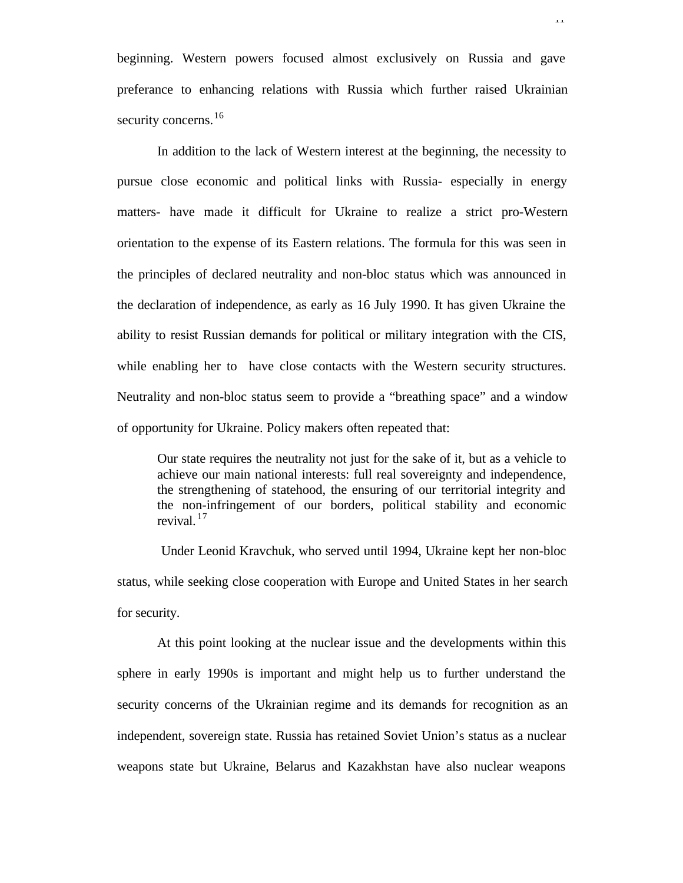beginning. Western powers focused almost exclusively on Russia and gave preferance to enhancing relations with Russia which further raised Ukrainian security concerns.[16]

In addition to the lack of Western interest at the beginning, the necessity to pursue close economic and political links with Russia- especially in energy matters- have made it difficult for Ukraine to realize a strict pro-Western orientation to the expense of its Eastern relations. The formula for this was seen in the principles of declared neutrality and non-bloc status which was announced in the declaration of independence, as early as 16 July 1990. It has given Ukraine the ability to resist Russian demands for political or military integration with the CIS, while enabling her to have close contacts with the Western security structures. Neutrality and non-bloc status seem to provide a "breathing space" and a window of opportunity for Ukraine. Policy makers often repeated that:

> Our state requires the neutrality not just for the sake of it, but as a vehicle to achieve our main national interests: full real sovereignty and independence, the strengthening of statehood, the ensuring of our territorial integrity and the non-infringement of our borders, political stability and economic revival.[17]

Under Leonid Kravchuk, who served until 1994, Ukraine kept her non-bloc status, while seeking close cooperation with Europe and United States in her search for security.

At this point looking at the nuclear issue and the developments within this sphere in early 1990s is important and might help us to further understand the security concerns of the Ukrainian regime and its demands for recognition as an independent, sovereign state. Russia has retained Soviet Union's status as a nuclear weapons state but Ukraine, Belarus and Kazakhstan have also nuclear weapons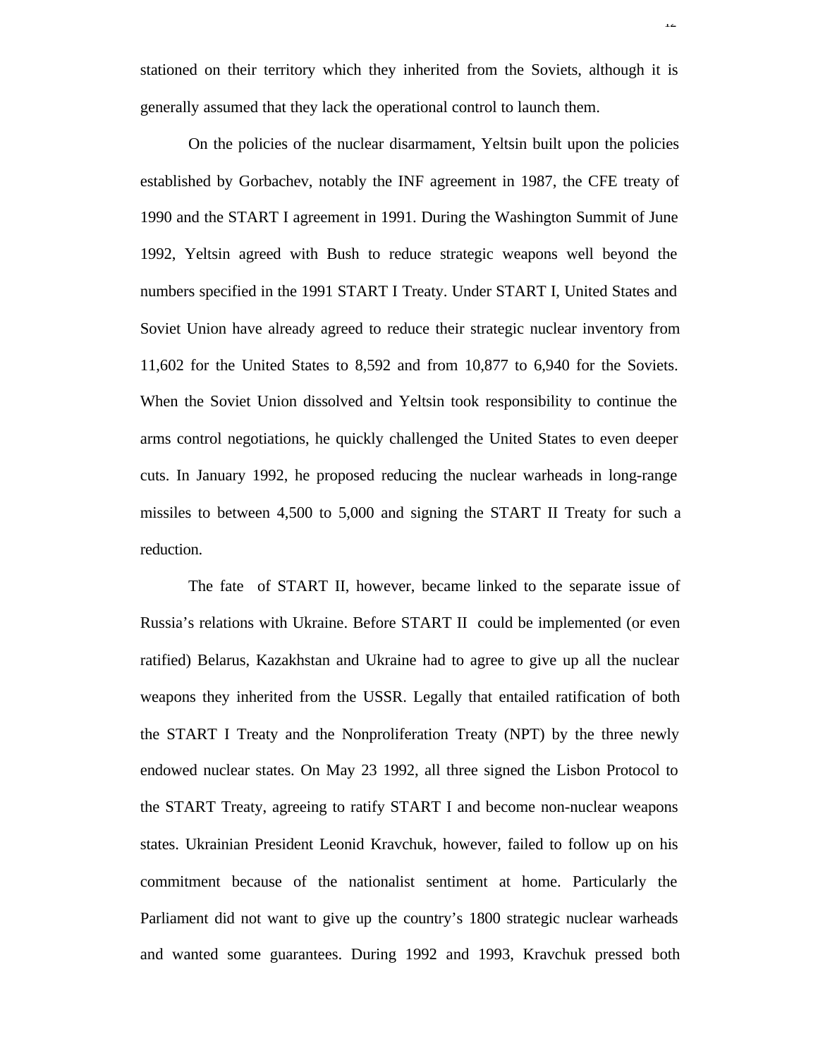stationed on their territory which they inherited from the Soviets, although it is generally assumed that they lack the operational control to launch them.

On the policies of the nuclear disarmament, Yeltsin built upon the policies established by Gorbachev, notably the INF agreement in 1987, the CFE treaty of 1990 and the START I agreement in 1991. During the Washington Summit of June 1992, Yeltsin agreed with Bush to reduce strategic weapons well beyond the numbers specified in the 1991 START I Treaty. Under START I, United States and Soviet Union have already agreed to reduce their strategic nuclear inventory from 11,602 for the United States to 8,592 and from 10,877 to 6,940 for the Soviets. When the Soviet Union dissolved and Yeltsin took responsibility to continue the arms control negotiations, he quickly challenged the United States to even deeper cuts. In January 1992, he proposed reducing the nuclear warheads in long-range missiles to between 4,500 to 5,000 and signing the START II Treaty for such a reduction.

The fate of START II, however, became linked to the separate issue of Russia's relations with Ukraine. Before START II could be implemented (or even ratified) Belarus, Kazakhstan and Ukraine had to agree to give up all the nuclear weapons they inherited from the USSR. Legally that entailed ratification of both the START I Treaty and the Nonproliferation Treaty (NPT) by the three newly endowed nuclear states. On May 23 1992, all three signed the Lisbon Protocol to the START Treaty, agreeing to ratify START I and become non-nuclear weapons states. Ukrainian President Leonid Kravchuk, however, failed to follow up on his commitment because of the nationalist sentiment at home. Particularly the Parliament did not want to give up the country's 1800 strategic nuclear warheads and wanted some guarantees. During 1992 and 1993, Kravchuk pressed both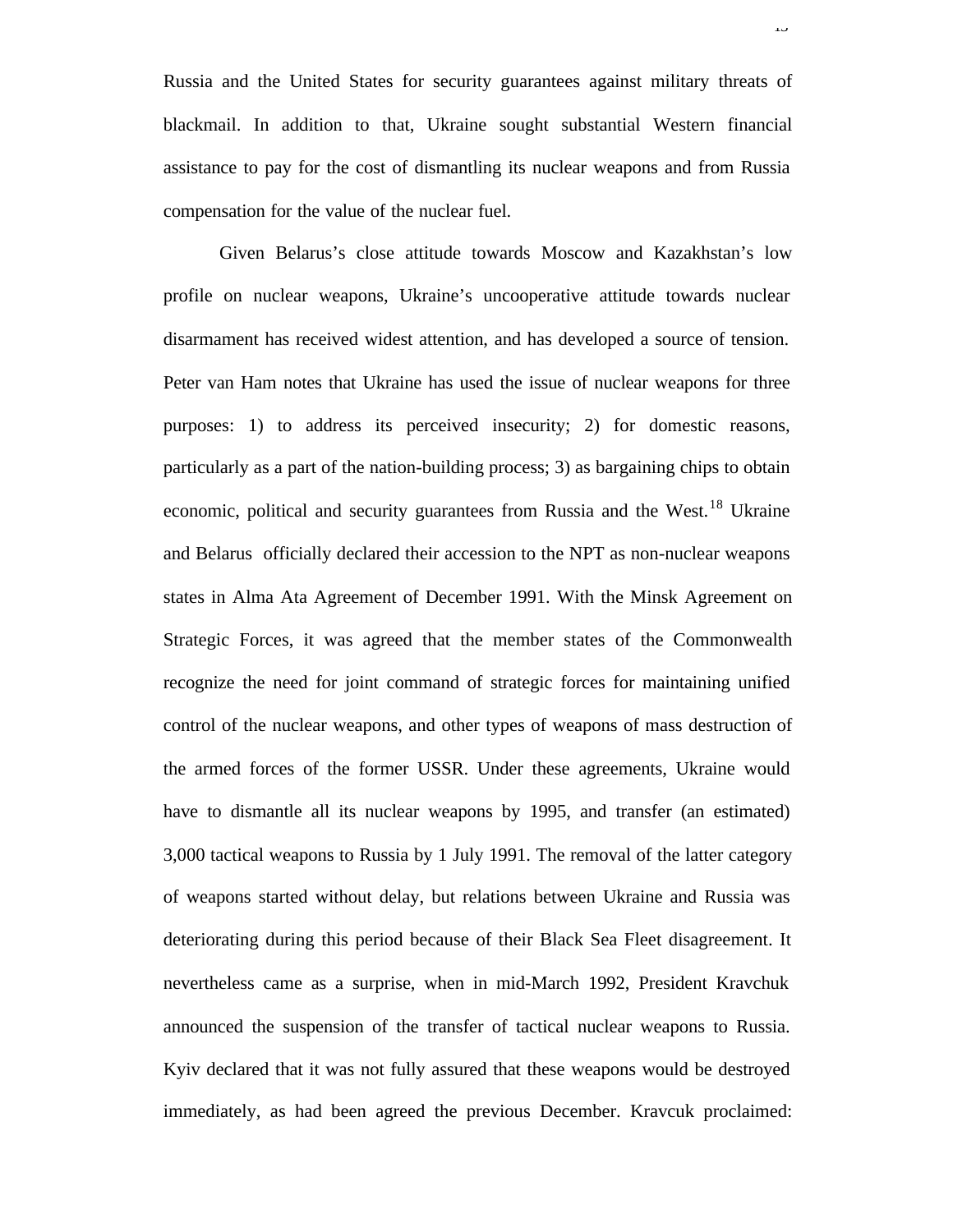Russia and the United States for security guarantees against military threats of blackmail. In addition to that, Ukraine sought substantial Western financial assistance to pay for the cost of dismantling its nuclear weapons and from Russia compensation for the value of the nuclear fuel.

Given Belarus's close attitude towards Moscow and Kazakhstan's low profile on nuclear weapons, Ukraine's uncooperative attitude towards nuclear disarmament has received widest attention, and has developed a source of tension. Peter van Ham notes that Ukraine has used the issue of nuclear weapons for three purposes: 1) to address its perceived insecurity; 2) for domestic reasons, particularly as a part of the nation-building process; 3) as bargaining chips to obtain economic, political and security guarantees from Russia and the West.[18] Ukraine and Belarus officially declared their accession to the NPT as non-nuclear weapons states in Alma Ata Agreement of December 1991. With the Minsk Agreement on Strategic Forces, it was agreed that the member states of the Commonwealth recognize the need for joint command of strategic forces for maintaining unified control of the nuclear weapons, and other types of weapons of mass destruction of the armed forces of the former USSR. Under these agreements, Ukraine would have to dismantle all its nuclear weapons by 1995, and transfer (an estimated) 3,000 tactical weapons to Russia by 1 July 1991. The removal of the latter category of weapons started without delay, but relations between Ukraine and Russia was deteriorating during this period because of their Black Sea Fleet disagreement. It nevertheless came as a surprise, when in mid-March 1992, President Kravchuk announced the suspension of the transfer of tactical nuclear weapons to Russia. Kyiv declared that it was not fully assured that these weapons would be destroyed immediately, as had been agreed the previous December. Kravcuk proclaimed: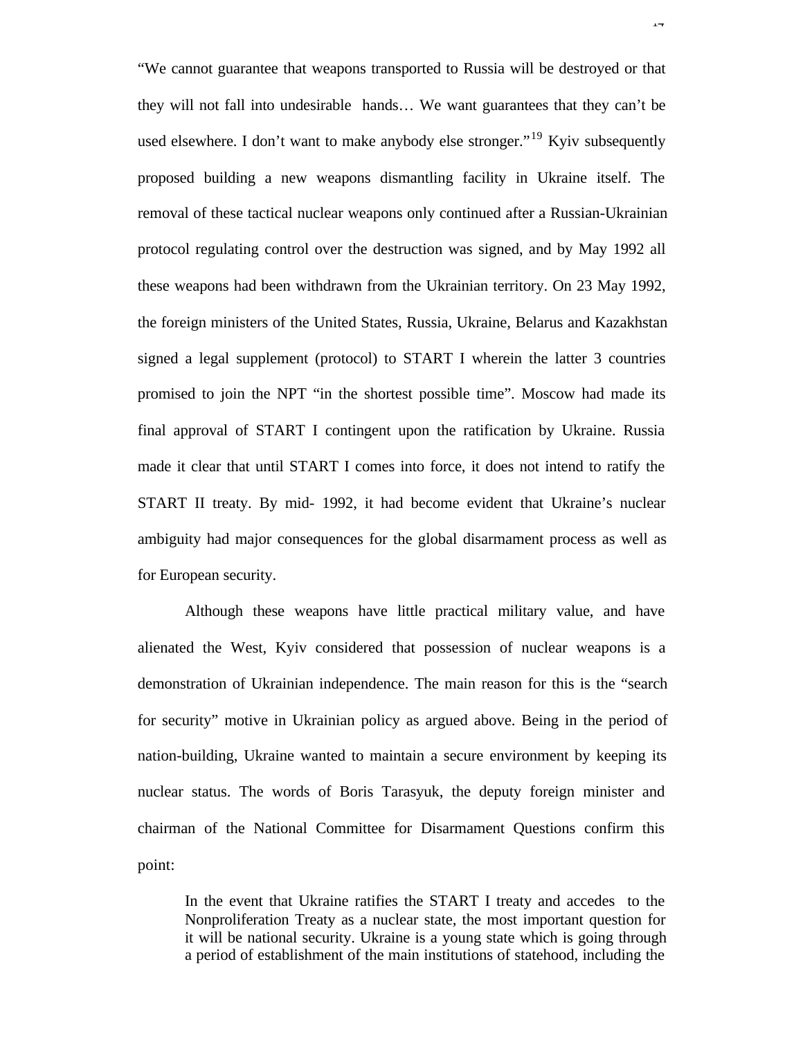"We cannot guarantee that weapons transported to Russia will be destroyed or that they will not fall into undesirable hands… We want guarantees that they can't be used elsewhere. I don't want to make anybody else stronger."[19] Kyiv subsequently proposed building a new weapons dismantling facility in Ukraine itself. The removal of these tactical nuclear weapons only continued after a Russian-Ukrainian protocol regulating control over the destruction was signed, and by May 1992 all these weapons had been withdrawn from the Ukrainian territory. On 23 May 1992, the foreign ministers of the United States, Russia, Ukraine, Belarus and Kazakhstan signed a legal supplement (protocol) to START I wherein the latter 3 countries promised to join the NPT "in the shortest possible time". Moscow had made its final approval of START I contingent upon the ratification by Ukraine. Russia made it clear that until START I comes into force, it does not intend to ratify the START II treaty. By mid- 1992, it had become evident that Ukraine's nuclear ambiguity had major consequences for the global disarmament process as well as for European security.

Although these weapons have little practical military value, and have alienated the West, Kyiv considered that possession of nuclear weapons is a demonstration of Ukrainian independence. The main reason for this is the "search for security" motive in Ukrainian policy as argued above. Being in the period of nation-building, Ukraine wanted to maintain a secure environment by keeping its nuclear status. The words of Boris Tarasyuk, the deputy foreign minister and chairman of the National Committee for Disarmament Questions confirm this point:

> In the event that Ukraine ratifies the START I treaty and accedes to the Nonproliferation Treaty as a nuclear state, the most important question for it will be national security. Ukraine is a young state which is going through a period of establishment of the main institutions of statehood, including the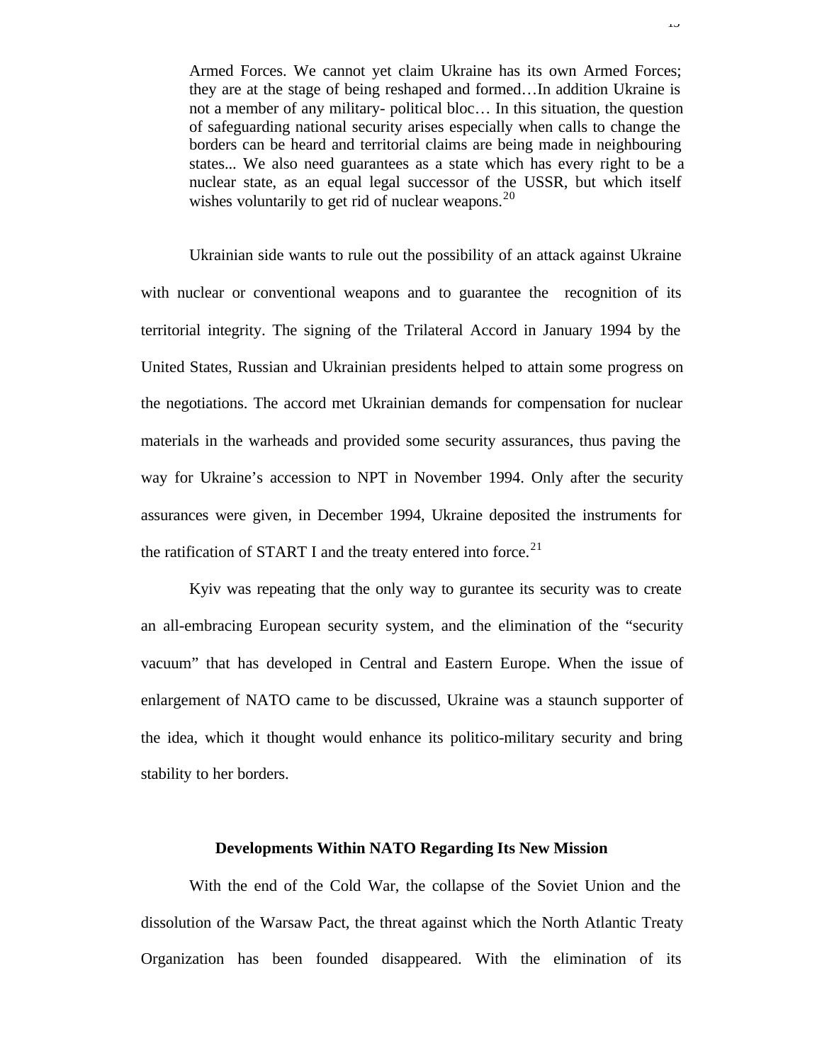> Armed Forces. We cannot yet claim Ukraine has its own Armed Forces; they are at the stage of being reshaped and formed…In addition Ukraine is not a member of any military- political bloc… In this situation, the question of safeguarding national security arises especially when calls to change the borders can be heard and territorial claims are being made in neighbouring states... We also need guarantees as a state which has every right to be a nuclear state, as an equal legal successor of the USSR, but which itself wishes voluntarily to get rid of nuclear weapons.[20]

Ukrainian side wants to rule out the possibility of an attack against Ukraine with nuclear or conventional weapons and to guarantee the recognition of its territorial integrity. The signing of the Trilateral Accord in January 1994 by the United States, Russian and Ukrainian presidents helped to attain some progress on the negotiations. The accord met Ukrainian demands for compensation for nuclear materials in the warheads and provided some security assurances, thus paving the way for Ukraine's accession to NPT in November 1994. Only after the security assurances were given, in December 1994, Ukraine deposited the instruments for the ratification of START I and the treaty entered into force.[21]

Kyiv was repeating that the only way to gurantee its security was to create an all-embracing European security system, and the elimination of the "security vacuum" that has developed in Central and Eastern Europe. When the issue of enlargement of NATO came to be discussed, Ukraine was a staunch supporter of the idea, which it thought would enhance its politico-military security and bring stability to her borders.

### Developments Within NATO Regarding Its New Mission

With the end of the Cold War, the collapse of the Soviet Union and the dissolution of the Warsaw Pact, the threat against which the North Atlantic Treaty Organization has been founded disappeared. With the elimination of its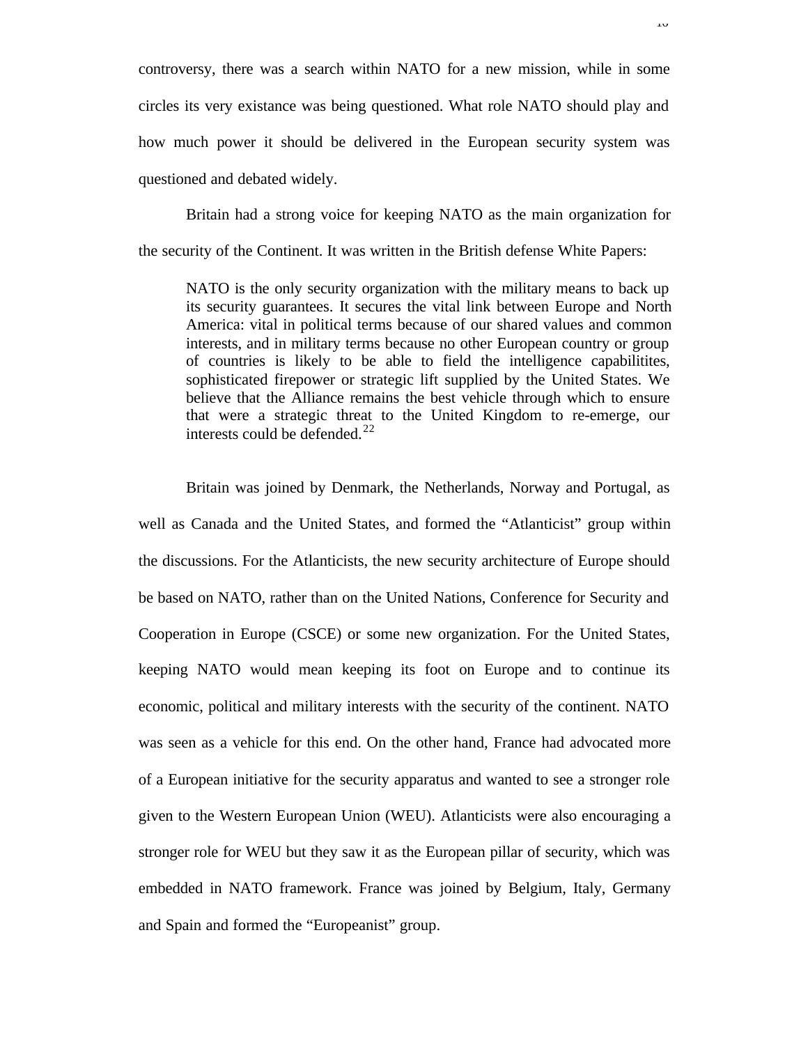controversy, there was a search within NATO for a new mission, while in some circles its very existance was being questioned. What role NATO should play and how much power it should be delivered in the European security system was questioned and debated widely.

Britain had a strong voice for keeping NATO as the main organization for the security of the Continent. It was written in the British defense White Papers:

> NATO is the only security organization with the military means to back up its security guarantees. It secures the vital link between Europe and North America: vital in political terms because of our shared values and common interests, and in military terms because no other European country or group of countries is likely to be able to field the intelligence capabilitites, sophisticated firepower or strategic lift supplied by the United States. We believe that the Alliance remains the best vehicle through which to ensure that were a strategic threat to the United Kingdom to re-emerge, our interests could be defended.[22]

Britain was joined by Denmark, the Netherlands, Norway and Portugal, as well as Canada and the United States, and formed the "Atlanticist" group within the discussions. For the Atlanticists, the new security architecture of Europe should be based on NATO, rather than on the United Nations, Conference for Security and Cooperation in Europe (CSCE) or some new organization. For the United States, keeping NATO would mean keeping its foot on Europe and to continue its economic, political and military interests with the security of the continent. NATO was seen as a vehicle for this end. On the other hand, France had advocated more of a European initiative for the security apparatus and wanted to see a stronger role given to the Western European Union (WEU). Atlanticists were also encouraging a stronger role for WEU but they saw it as the European pillar of security, which was embedded in NATO framework. France was joined by Belgium, Italy, Germany and Spain and formed the "Europeanist" group.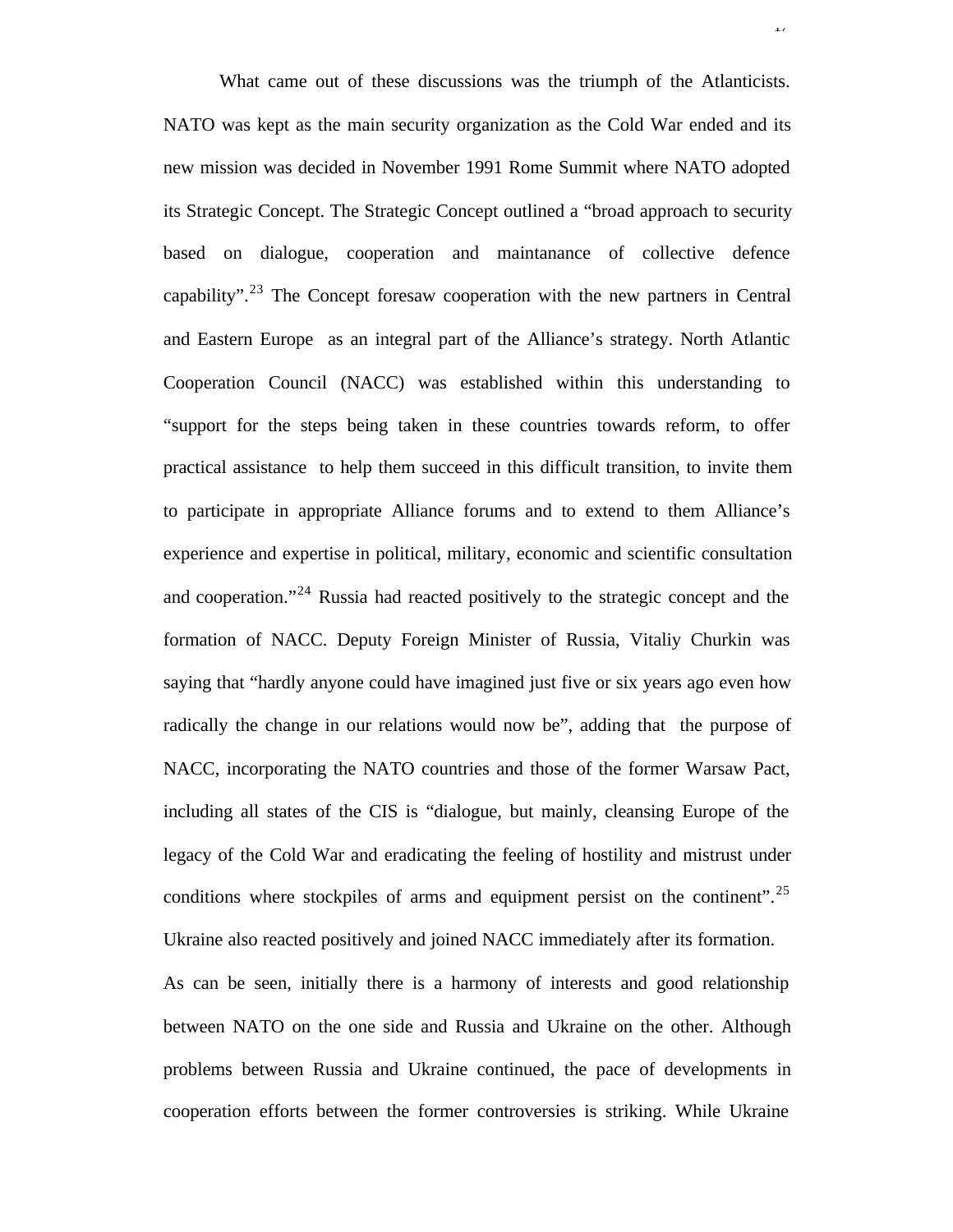What came out of these discussions was the triumph of the Atlanticists. NATO was kept as the main security organization as the Cold War ended and its new mission was decided in November 1991 Rome Summit where NATO adopted its Strategic Concept. The Strategic Concept outlined a “broad approach to security based on dialogue, cooperation and maintanance of collective defence capability”.[23] The Concept foresaw cooperation with the new partners in Central and Eastern Europe as an integral part of the Alliance’s strategy. North Atlantic Cooperation Council (NACC) was established within this understanding to “support for the steps being taken in these countries towards reform, to offer practical assistance to help them succeed in this difficult transition, to invite them to participate in appropriate Alliance forums and to extend to them Alliance’s experience and expertise in political, military, economic and scientific consultation and cooperation.”[24] Russia had reacted positively to the strategic concept and the formation of NACC. Deputy Foreign Minister of Russia, Vitaliy Churkin was saying that “hardly anyone could have imagined just five or six years ago even how radically the change in our relations would now be”, adding that the purpose of NACC, incorporating the NATO countries and those of the former Warsaw Pact, including all states of the CIS is “dialogue, but mainly, cleansing Europe of the legacy of the Cold War and eradicating the feeling of hostility and mistrust under conditions where stockpiles of arms and equipment persist on the continent”.[25] Ukraine also reacted positively and joined NACC immediately after its formation.

As can be seen, initially there is a harmony of interests and good relationship between NATO on the one side and Russia and Ukraine on the other. Although problems between Russia and Ukraine continued, the pace of developments in cooperation efforts between the former controversies is striking. While Ukraine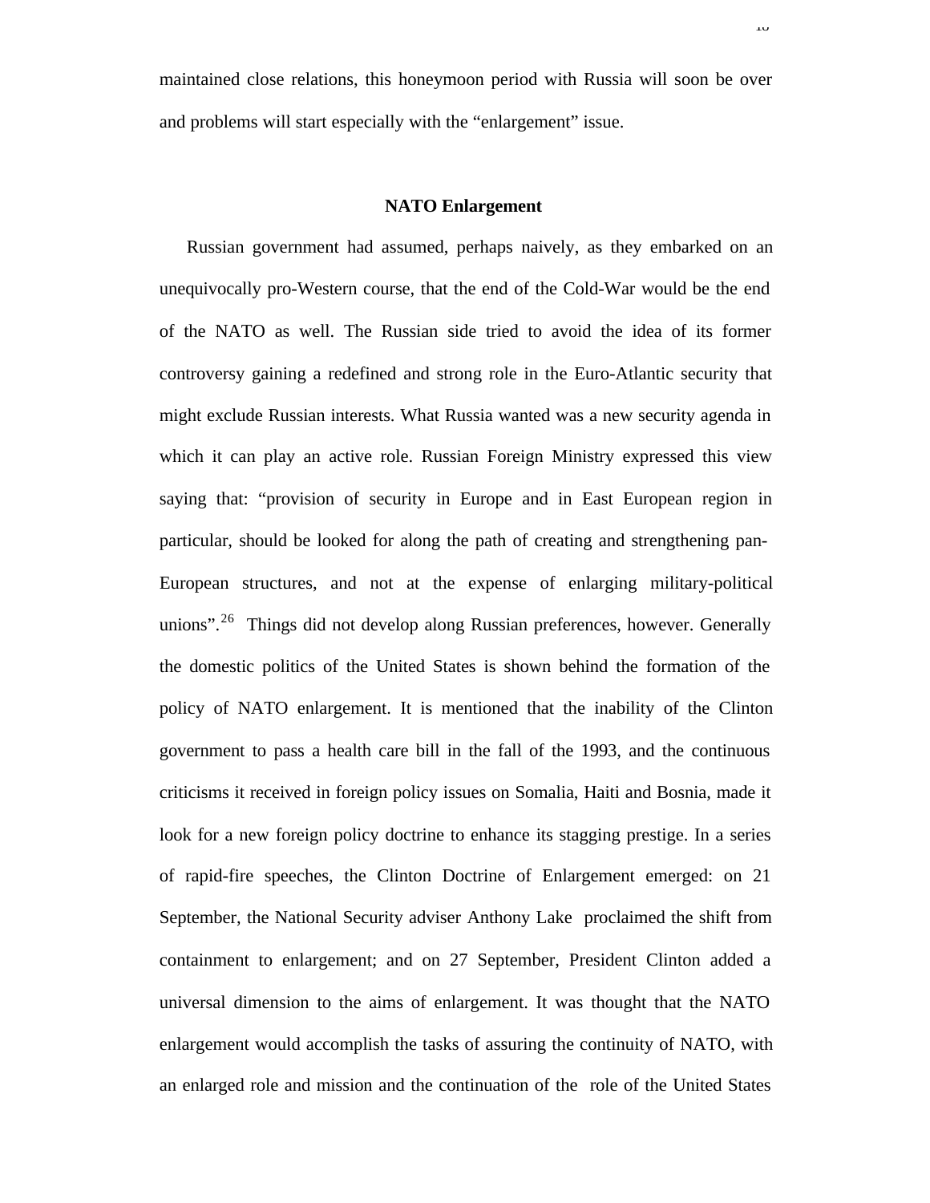maintained close relations, this honeymoon period with Russia will soon be over and problems will start especially with the "enlargement" issue.

## NATO Enlargement

Russian government had assumed, perhaps naively, as they embarked on an unequivocally pro-Western course, that the end of the Cold-War would be the end of the NATO as well. The Russian side tried to avoid the idea of its former controversy gaining a redefined and strong role in the Euro-Atlantic security that might exclude Russian interests. What Russia wanted was a new security agenda in which it can play an active role. Russian Foreign Ministry expressed this view saying that: "provision of security in Europe and in East European region in particular, should be looked for along the path of creating and strengthening pan-European structures, and not at the expense of enlarging military-political unions".[26] Things did not develop along Russian preferences, however. Generally the domestic politics of the United States is shown behind the formation of the policy of NATO enlargement. It is mentioned that the inability of the Clinton government to pass a health care bill in the fall of the 1993, and the continuous criticisms it received in foreign policy issues on Somalia, Haiti and Bosnia, made it look for a new foreign policy doctrine to enhance its stagging prestige. In a series of rapid-fire speeches, the Clinton Doctrine of Enlargement emerged: on 21 September, the National Security adviser Anthony Lake proclaimed the shift from containment to enlargement; and on 27 September, President Clinton added a universal dimension to the aims of enlargement. It was thought that the NATO enlargement would accomplish the tasks of assuring the continuity of NATO, with an enlarged role and mission and the continuation of the role of the United States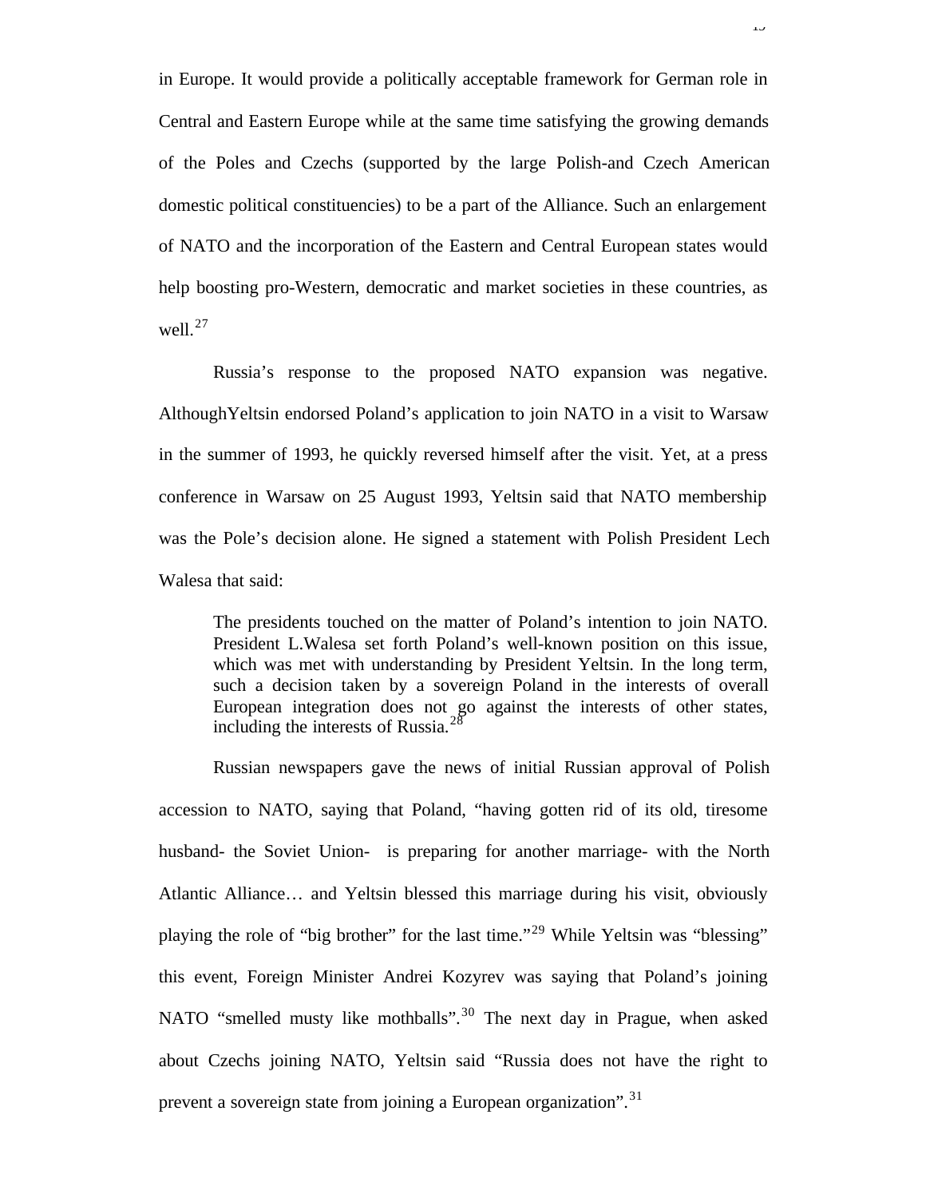in Europe. It would provide a politically acceptable framework for German role in Central and Eastern Europe while at the same time satisfying the growing demands of the Poles and Czechs (supported by the large Polish-and Czech American domestic political constituencies) to be a part of the Alliance. Such an enlargement of NATO and the incorporation of the Eastern and Central European states would help boosting pro-Western, democratic and market societies in these countries, as well.[27]

Russia's response to the proposed NATO expansion was negative. AlthoughYeltsin endorsed Poland's application to join NATO in a visit to Warsaw in the summer of 1993, he quickly reversed himself after the visit. Yet, at a press conference in Warsaw on 25 August 1993, Yeltsin said that NATO membership was the Pole's decision alone. He signed a statement with Polish President Lech Walesa that said:

> The presidents touched on the matter of Poland's intention to join NATO. President L.Walesa set forth Poland's well-known position on this issue, which was met with understanding by President Yeltsin. In the long term, such a decision taken by a sovereign Poland in the interests of overall European integration does not go against the interests of other states, including the interests of Russia.[28]

Russian newspapers gave the news of initial Russian approval of Polish accession to NATO, saying that Poland, "having gotten rid of its old, tiresome husband- the Soviet Union- is preparing for another marriage- with the North Atlantic Alliance… and Yeltsin blessed this marriage during his visit, obviously playing the role of "big brother" for the last time."[29] While Yeltsin was "blessing" this event, Foreign Minister Andrei Kozyrev was saying that Poland's joining NATO "smelled musty like mothballs".[30] The next day in Prague, when asked about Czechs joining NATO, Yeltsin said "Russia does not have the right to prevent a sovereign state from joining a European organization".[31]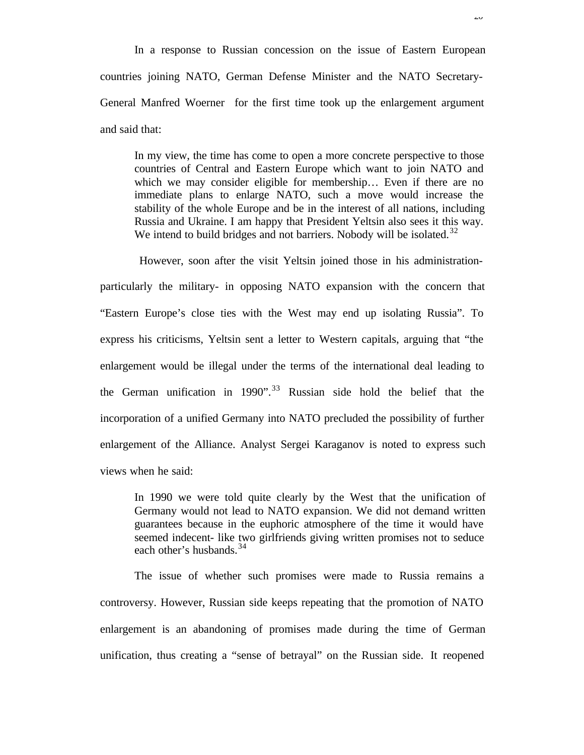In a response to Russian concession on the issue of Eastern European countries joining NATO, German Defense Minister and the NATO Secretary-General Manfred Woerner  for the first time took up the enlargement argument and said that:

> In my view, the time has come to open a more concrete perspective to those countries of Central and Eastern Europe which want to join NATO and which we may consider eligible for membership… Even if there are no immediate plans to enlarge NATO, such a move would increase the stability of the whole Europe and be in the interest of all nations, including Russia and Ukraine. I am happy that President Yeltsin also sees it this way. We intend to build bridges and not barriers. Nobody will be isolated.[32]

However, soon after the visit Yeltsin joined those in his administration- particularly the military- in opposing NATO expansion with the concern that "Eastern Europe's close ties with the West may end up isolating Russia". To express his criticisms, Yeltsin sent a letter to Western capitals, arguing that "the enlargement would be illegal under the terms of the international deal leading to the German unification in 1990".[33] Russian side hold the belief that the incorporation of a unified Germany into NATO precluded the possibility of further enlargement of the Alliance. Analyst Sergei Karaganov is noted to express such views when he said:

> In 1990 we were told quite clearly by the West that the unification of Germany would not lead to NATO expansion. We did not demand written guarantees because in the euphoric atmosphere of the time it would have seemed indecent- like two girlfriends giving written promises not to seduce each other's husbands.[34]

The issue of whether such promises were made to Russia remains a controversy. However, Russian side keeps repeating that the promotion of NATO enlargement is an abandoning of promises made during the time of German unification, thus creating a "sense of betrayal" on the Russian side. It reopened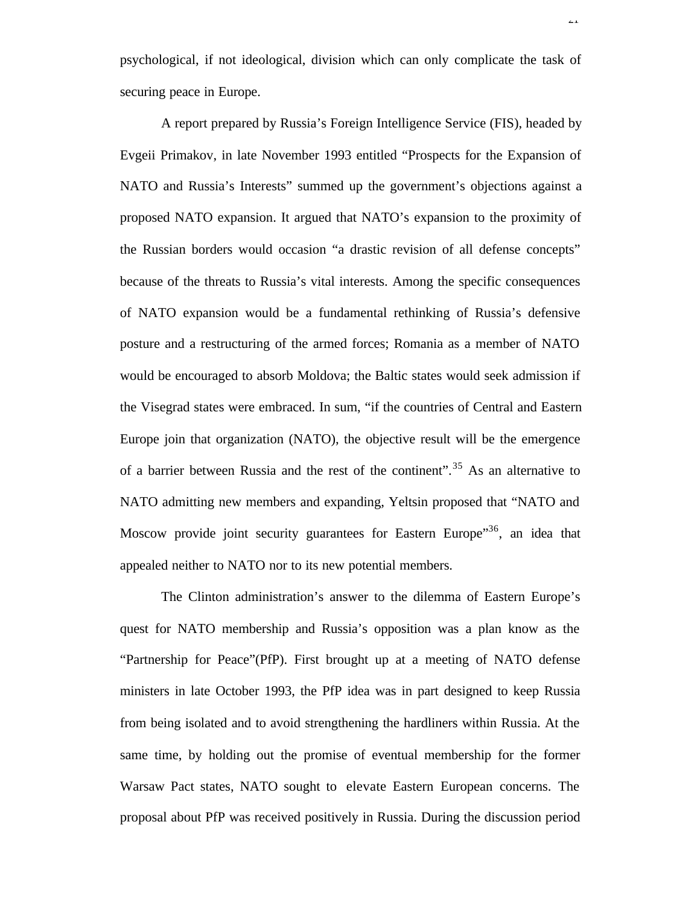psychological, if not ideological, division which can only complicate the task of securing peace in Europe.

A report prepared by Russia's Foreign Intelligence Service (FIS), headed by Evgeii Primakov, in late November 1993 entitled "Prospects for the Expansion of NATO and Russia's Interests" summed up the government's objections against a proposed NATO expansion. It argued that NATO's expansion to the proximity of the Russian borders would occasion "a drastic revision of all defense concepts" because of the threats to Russia's vital interests. Among the specific consequences of NATO expansion would be a fundamental rethinking of Russia's defensive posture and a restructuring of the armed forces; Romania as a member of NATO would be encouraged to absorb Moldova; the Baltic states would seek admission if the Visegrad states were embraced. In sum, "if the countries of Central and Eastern Europe join that organization (NATO), the objective result will be the emergence of a barrier between Russia and the rest of the continent".[35] As an alternative to NATO admitting new members and expanding, Yeltsin proposed that "NATO and Moscow provide joint security guarantees for Eastern Europe"[36], an idea that appealed neither to NATO nor to its new potential members.

The Clinton administration's answer to the dilemma of Eastern Europe's quest for NATO membership and Russia's opposition was a plan know as the "Partnership for Peace"(PfP). First brought up at a meeting of NATO defense ministers in late October 1993, the PfP idea was in part designed to keep Russia from being isolated and to avoid strengthening the hardliners within Russia. At the same time, by holding out the promise of eventual membership for the former Warsaw Pact states, NATO sought to elevate Eastern European concerns. The proposal about PfP was received positively in Russia. During the discussion period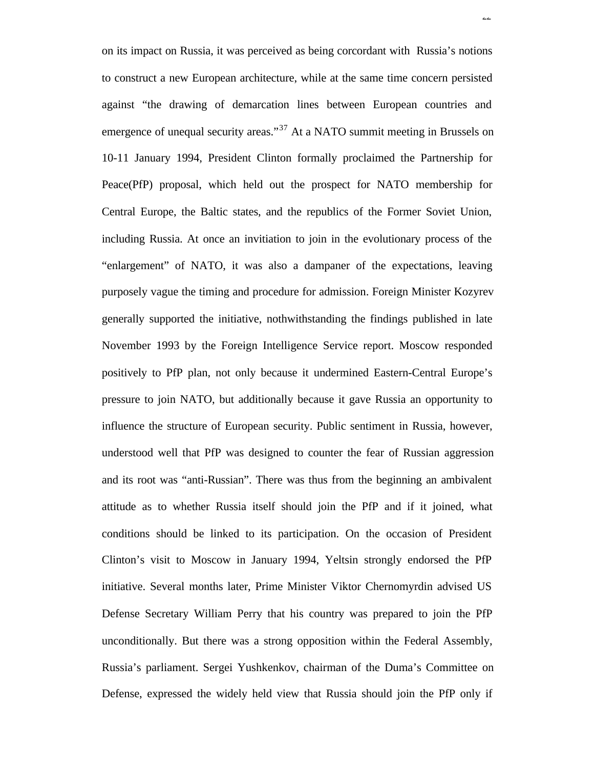on its impact on Russia, it was perceived as being corcordant with Russia's notions to construct a new European architecture, while at the same time concern persisted against "the drawing of demarcation lines between European countries and emergence of unequal security areas."[37] At a NATO summit meeting in Brussels on 10-11 January 1994, President Clinton formally proclaimed the Partnership for Peace(PfP) proposal, which held out the prospect for NATO membership for Central Europe, the Baltic states, and the republics of the Former Soviet Union, including Russia. At once an invitiation to join in the evolutionary process of the "enlargement" of NATO, it was also a dampaner of the expectations, leaving purposely vague the timing and procedure for admission. Foreign Minister Kozyrev generally supported the initiative, nothwithstanding the findings published in late November 1993 by the Foreign Intelligence Service report. Moscow responded positively to PfP plan, not only because it undermined Eastern-Central Europe's pressure to join NATO, but additionally because it gave Russia an opportunity to influence the structure of European security. Public sentiment in Russia, however, understood well that PfP was designed to counter the fear of Russian aggression and its root was "anti-Russian". There was thus from the beginning an ambivalent attitude as to whether Russia itself should join the PfP and if it joined, what conditions should be linked to its participation. On the occasion of President Clinton's visit to Moscow in January 1994, Yeltsin strongly endorsed the PfP initiative. Several months later, Prime Minister Viktor Chernomyrdin advised US Defense Secretary William Perry that his country was prepared to join the PfP unconditionally. But there was a strong opposition within the Federal Assembly, Russia's parliament. Sergei Yushkenkov, chairman of the Duma's Committee on Defense, expressed the widely held view that Russia should join the PfP only if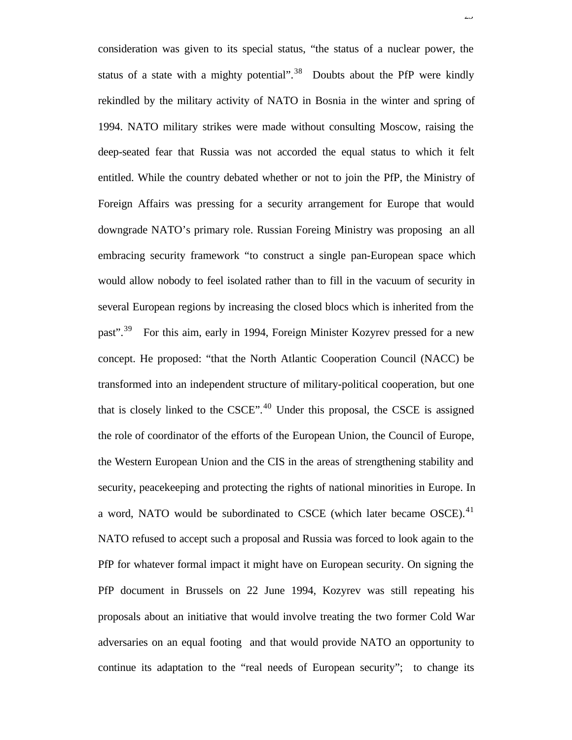consideration was given to its special status, “the status of a nuclear power, the status of a state with a mighty potential”.[38] Doubts about the PfP were kindly rekindled by the military activity of NATO in Bosnia in the winter and spring of 1994. NATO military strikes were made without consulting Moscow, raising the deep-seated fear that Russia was not accorded the equal status to which it felt entitled. While the country debated whether or not to join the PfP, the Ministry of Foreign Affairs was pressing for a security arrangement for Europe that would downgrade NATO’s primary role. Russian Foreing Ministry was proposing an all embracing security framework “to construct a single pan-European space which would allow nobody to feel isolated rather than to fill in the vacuum of security in several European regions by increasing the closed blocs which is inherited from the past”.[39] For this aim, early in 1994, Foreign Minister Kozyrev pressed for a new concept. He proposed: “that the North Atlantic Cooperation Council (NACC) be transformed into an independent structure of military-political cooperation, but one that is closely linked to the CSCE”.[40] Under this proposal, the CSCE is assigned the role of coordinator of the efforts of the European Union, the Council of Europe, the Western European Union and the CIS in the areas of strengthening stability and security, peacekeeping and protecting the rights of national minorities in Europe. In a word, NATO would be subordinated to CSCE (which later became OSCE).[41] NATO refused to accept such a proposal and Russia was forced to look again to the PfP for whatever formal impact it might have on European security. On signing the PfP document in Brussels on 22 June 1994, Kozyrev was still repeating his proposals about an initiative that would involve treating the two former Cold War adversaries on an equal footing and that would provide NATO an opportunity to continue its adaptation to the “real needs of European security”; to change its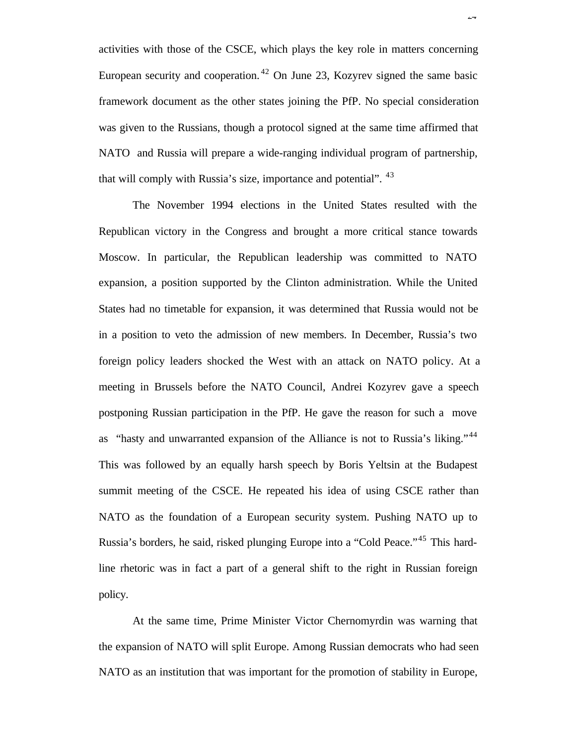activities with those of the CSCE, which plays the key role in matters concerning European security and cooperation.[42] On June 23, Kozyrev signed the same basic framework document as the other states joining the PfP. No special consideration was given to the Russians, though a protocol signed at the same time affirmed that NATO and Russia will prepare a wide-ranging individual program of partnership, that will comply with Russia's size, importance and potential".[43]

The November 1994 elections in the United States resulted with the Republican victory in the Congress and brought a more critical stance towards Moscow. In particular, the Republican leadership was committed to NATO expansion, a position supported by the Clinton administration. While the United States had no timetable for expansion, it was determined that Russia would not be in a position to veto the admission of new members. In December, Russia's two foreign policy leaders shocked the West with an attack on NATO policy. At a meeting in Brussels before the NATO Council, Andrei Kozyrev gave a speech postponing Russian participation in the PfP. He gave the reason for such a move as "hasty and unwarranted expansion of the Alliance is not to Russia's liking."[44] This was followed by an equally harsh speech by Boris Yeltsin at the Budapest summit meeting of the CSCE. He repeated his idea of using CSCE rather than NATO as the foundation of a European security system. Pushing NATO up to Russia's borders, he said, risked plunging Europe into a "Cold Peace."[45] This hard-line rhetoric was in fact a part of a general shift to the right in Russian foreign policy.

At the same time, Prime Minister Victor Chernomyrdin was warning that the expansion of NATO will split Europe. Among Russian democrats who had seen NATO as an institution that was important for the promotion of stability in Europe,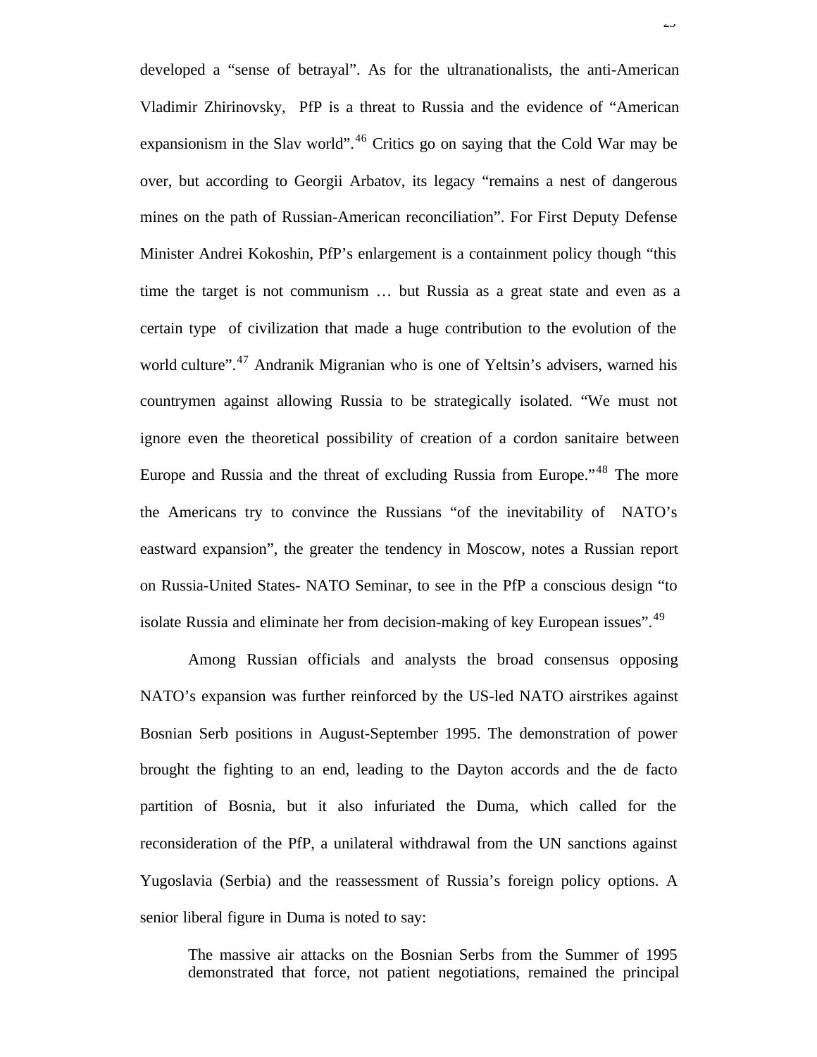developed a "sense of betrayal". As for the ultranationalists, the anti-American Vladimir Zhirinovsky, PfP is a threat to Russia and the evidence of "American expansionism in the Slav world".[46] Critics go on saying that the Cold War may be over, but according to Georgii Arbatov, its legacy "remains a nest of dangerous mines on the path of Russian-American reconciliation". For First Deputy Defense Minister Andrei Kokoshin, PfP's enlargement is a containment policy though "this time the target is not communism … but Russia as a great state and even as a certain type of civilization that made a huge contribution to the evolution of the world culture".[47] Andranik Migranian who is one of Yeltsin's advisers, warned his countrymen against allowing Russia to be strategically isolated. "We must not ignore even the theoretical possibility of creation of a cordon sanitaire between Europe and Russia and the threat of excluding Russia from Europe."[48] The more the Americans try to convince the Russians "of the inevitability of NATO's eastward expansion", the greater the tendency in Moscow, notes a Russian report on Russia-United States- NATO Seminar, to see in the PfP a conscious design "to isolate Russia and eliminate her from decision-making of key European issues".[49]

Among Russian officials and analysts the broad consensus opposing NATO's expansion was further reinforced by the US-led NATO airstrikes against Bosnian Serb positions in August-September 1995. The demonstration of power brought the fighting to an end, leading to the Dayton accords and the de facto partition of Bosnia, but it also infuriated the Duma, which called for the reconsideration of the PfP, a unilateral withdrawal from the UN sanctions against Yugoslavia (Serbia) and the reassessment of Russia's foreign policy options. A senior liberal figure in Duma is noted to say:

> The massive air attacks on the Bosnian Serbs from the Summer of 1995 demonstrated that force, not patient negotiations, remained the principal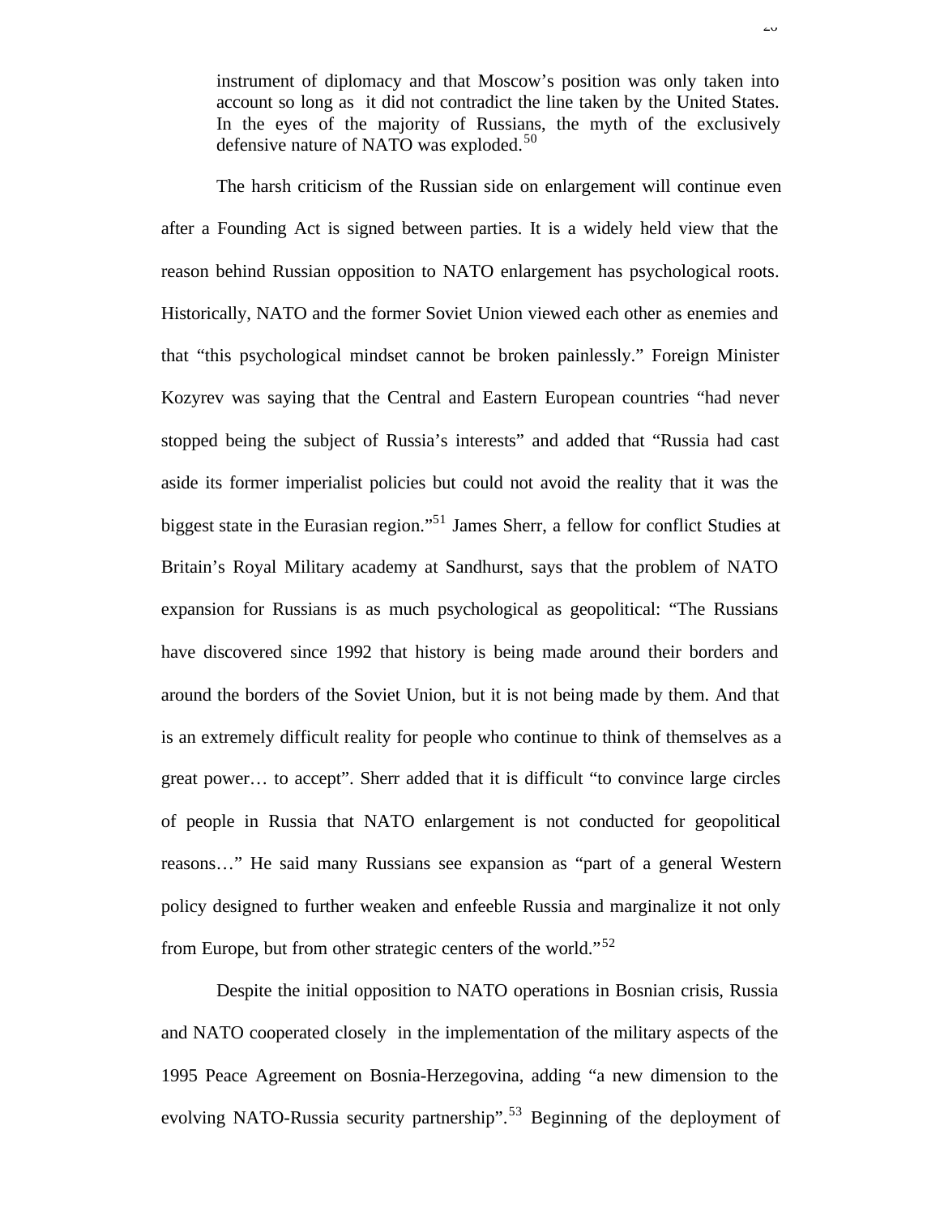instrument of diplomacy and that Moscow's position was only taken into account so long as it did not contradict the line taken by the United States. In the eyes of the majority of Russians, the myth of the exclusively defensive nature of NATO was exploded.[50]

The harsh criticism of the Russian side on enlargement will continue even after a Founding Act is signed between parties. It is a widely held view that the reason behind Russian opposition to NATO enlargement has psychological roots. Historically, NATO and the former Soviet Union viewed each other as enemies and that "this psychological mindset cannot be broken painlessly." Foreign Minister Kozyrev was saying that the Central and Eastern European countries "had never stopped being the subject of Russia's interests" and added that "Russia had cast aside its former imperialist policies but could not avoid the reality that it was the biggest state in the Eurasian region."[51] James Sherr, a fellow for conflict Studies at Britain's Royal Military academy at Sandhurst, says that the problem of NATO expansion for Russians is as much psychological as geopolitical: "The Russians have discovered since 1992 that history is being made around their borders and around the borders of the Soviet Union, but it is not being made by them. And that is an extremely difficult reality for people who continue to think of themselves as a great power… to accept". Sherr added that it is difficult "to convince large circles of people in Russia that NATO enlargement is not conducted for geopolitical reasons…" He said many Russians see expansion as "part of a general Western policy designed to further weaken and enfeeble Russia and marginalize it not only from Europe, but from other strategic centers of the world."[52]

Despite the initial opposition to NATO operations in Bosnian crisis, Russia and NATO cooperated closely in the implementation of the military aspects of the 1995 Peace Agreement on Bosnia-Herzegovina, adding "a new dimension to the evolving NATO-Russia security partnership".[53] Beginning of the deployment of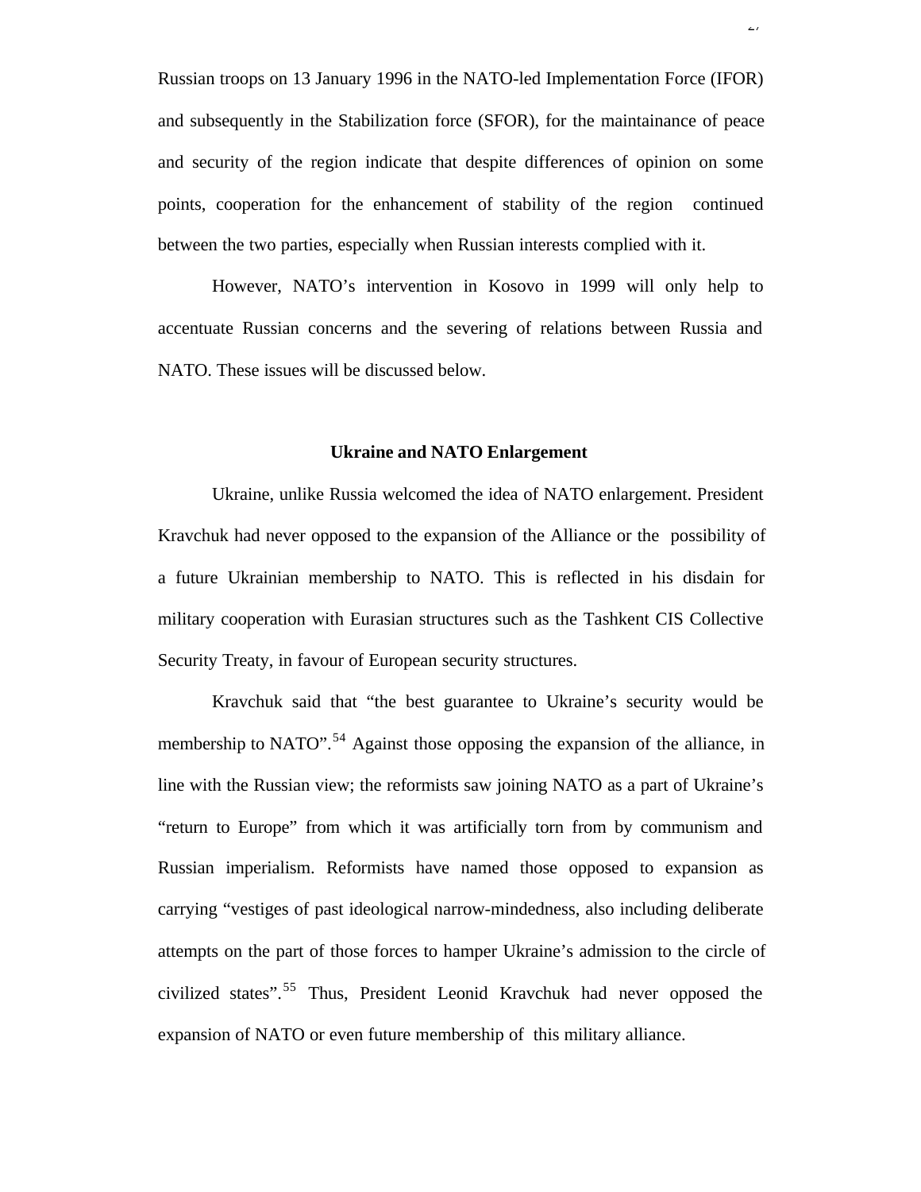Russian troops on 13 January 1996 in the NATO-led Implementation Force (IFOR) and subsequently in the Stabilization force (SFOR), for the maintainance of peace and security of the region indicate that despite differences of opinion on some points, cooperation for the enhancement of stability of the region continued between the two parties, especially when Russian interests complied with it.

However, NATO's intervention in Kosovo in 1999 will only help to accentuate Russian concerns and the severing of relations between Russia and NATO. These issues will be discussed below.

### Ukraine and NATO Enlargement

Ukraine, unlike Russia welcomed the idea of NATO enlargement. President Kravchuk had never opposed to the expansion of the Alliance or the possibility of a future Ukrainian membership to NATO. This is reflected in his disdain for military cooperation with Eurasian structures such as the Tashkent CIS Collective Security Treaty, in favour of European security structures.

Kravchuk said that "the best guarantee to Ukraine's security would be membership to NATO".[54] Against those opposing the expansion of the alliance, in line with the Russian view; the reformists saw joining NATO as a part of Ukraine's "return to Europe" from which it was artificially torn from by communism and Russian imperialism. Reformists have named those opposed to expansion as carrying "vestiges of past ideological narrow-mindedness, also including deliberate attempts on the part of those forces to hamper Ukraine's admission to the circle of civilized states".[55] Thus, President Leonid Kravchuk had never opposed the expansion of NATO or even future membership of this military alliance.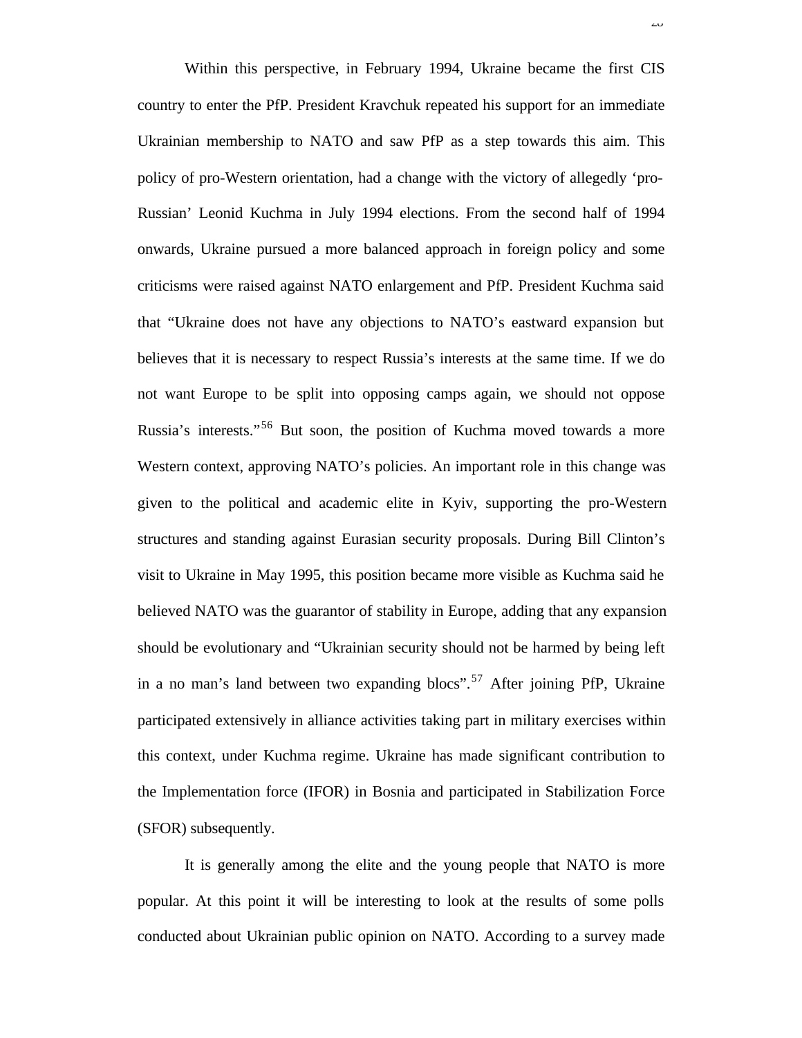Within this perspective, in February 1994, Ukraine became the first CIS country to enter the PfP. President Kravchuk repeated his support for an immediate Ukrainian membership to NATO and saw PfP as a step towards this aim. This policy of pro-Western orientation, had a change with the victory of allegedly 'pro-Russian' Leonid Kuchma in July 1994 elections. From the second half of 1994 onwards, Ukraine pursued a more balanced approach in foreign policy and some criticisms were raised against NATO enlargement and PfP. President Kuchma said that "Ukraine does not have any objections to NATO's eastward expansion but believes that it is necessary to respect Russia's interests at the same time. If we do not want Europe to be split into opposing camps again, we should not oppose Russia's interests."[56] But soon, the position of Kuchma moved towards a more Western context, approving NATO's policies. An important role in this change was given to the political and academic elite in Kyiv, supporting the pro-Western structures and standing against Eurasian security proposals. During Bill Clinton's visit to Ukraine in May 1995, this position became more visible as Kuchma said he believed NATO was the guarantor of stability in Europe, adding that any expansion should be evolutionary and "Ukrainian security should not be harmed by being left in a no man's land between two expanding blocs".[57] After joining PfP, Ukraine participated extensively in alliance activities taking part in military exercises within this context, under Kuchma regime. Ukraine has made significant contribution to the Implementation force (IFOR) in Bosnia and participated in Stabilization Force (SFOR) subsequently.

It is generally among the elite and the young people that NATO is more popular. At this point it will be interesting to look at the results of some polls conducted about Ukrainian public opinion on NATO. According to a survey made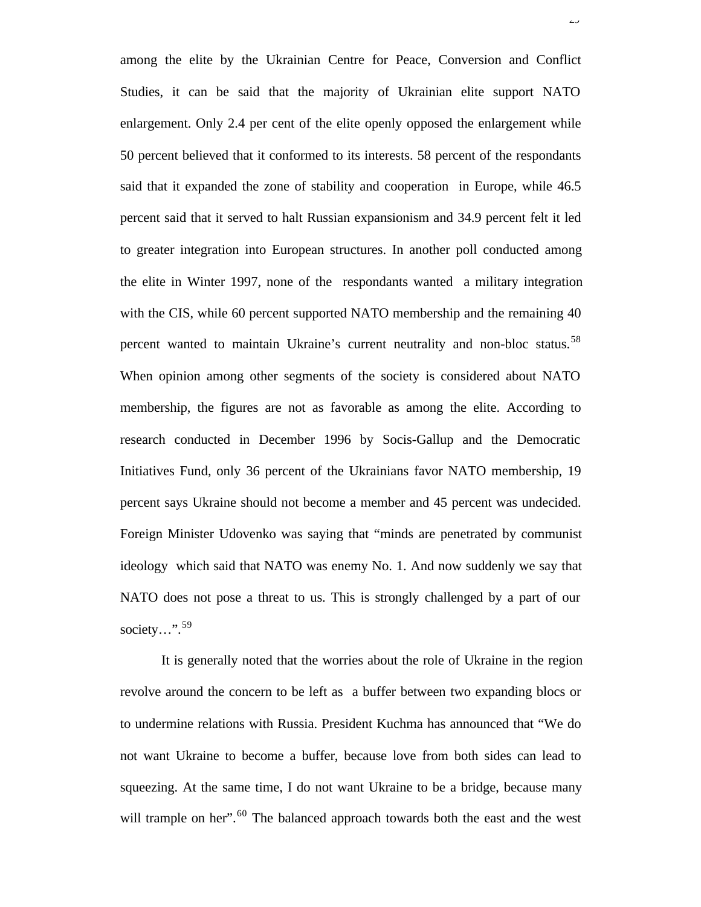among the elite by the Ukrainian Centre for Peace, Conversion and Conflict Studies, it can be said that the majority of Ukrainian elite support NATO enlargement. Only 2.4 per cent of the elite openly opposed the enlargement while 50 percent believed that it conformed to its interests. 58 percent of the respondants said that it expanded the zone of stability and cooperation in Europe, while 46.5 percent said that it served to halt Russian expansionism and 34.9 percent felt it led to greater integration into European structures. In another poll conducted among the elite in Winter 1997, none of the respondants wanted a military integration with the CIS, while 60 percent supported NATO membership and the remaining 40 percent wanted to maintain Ukraine's current neutrality and non-bloc status.[58] When opinion among other segments of the society is considered about NATO membership, the figures are not as favorable as among the elite. According to research conducted in December 1996 by Socis-Gallup and the Democratic Initiatives Fund, only 36 percent of the Ukrainians favor NATO membership, 19 percent says Ukraine should not become a member and 45 percent was undecided. Foreign Minister Udovenko was saying that "minds are penetrated by communist ideology which said that NATO was enemy No. 1. And now suddenly we say that NATO does not pose a threat to us. This is strongly challenged by a part of our society…".[59]

It is generally noted that the worries about the role of Ukraine in the region revolve around the concern to be left as a buffer between two expanding blocs or to undermine relations with Russia. President Kuchma has announced that "We do not want Ukraine to become a buffer, because love from both sides can lead to squeezing. At the same time, I do not want Ukraine to be a bridge, because many will trample on her".[60] The balanced approach towards both the east and the west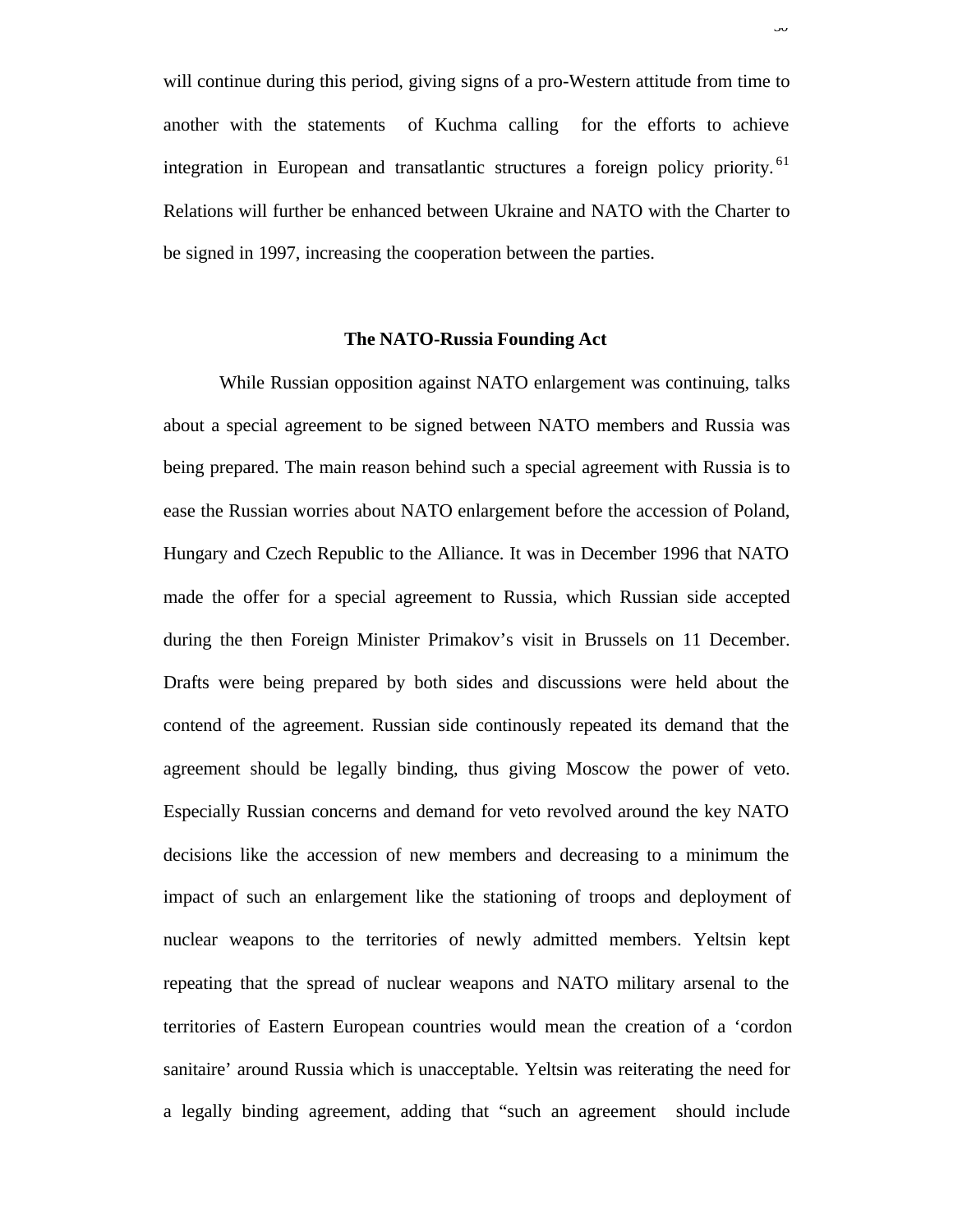will continue during this period, giving signs of a pro-Western attitude from time to another with the statements of Kuchma calling for the efforts to achieve integration in European and transatlantic structures a foreign policy priority.[61] Relations will further be enhanced between Ukraine and NATO with the Charter to be signed in 1997, increasing the cooperation between the parties.

### The NATO-Russia Founding Act

While Russian opposition against NATO enlargement was continuing, talks about a special agreement to be signed between NATO members and Russia was being prepared. The main reason behind such a special agreement with Russia is to ease the Russian worries about NATO enlargement before the accession of Poland, Hungary and Czech Republic to the Alliance. It was in December 1996 that NATO made the offer for a special agreement to Russia, which Russian side accepted during the then Foreign Minister Primakov's visit in Brussels on 11 December. Drafts were being prepared by both sides and discussions were held about the contend of the agreement. Russian side continously repeated its demand that the agreement should be legally binding, thus giving Moscow the power of veto. Especially Russian concerns and demand for veto revolved around the key NATO decisions like the accession of new members and decreasing to a minimum the impact of such an enlargement like the stationing of troops and deployment of nuclear weapons to the territories of newly admitted members. Yeltsin kept repeating that the spread of nuclear weapons and NATO military arsenal to the territories of Eastern European countries would mean the creation of a 'cordon sanitaire' around Russia which is unacceptable. Yeltsin was reiterating the need for a legally binding agreement, adding that "such an agreement should include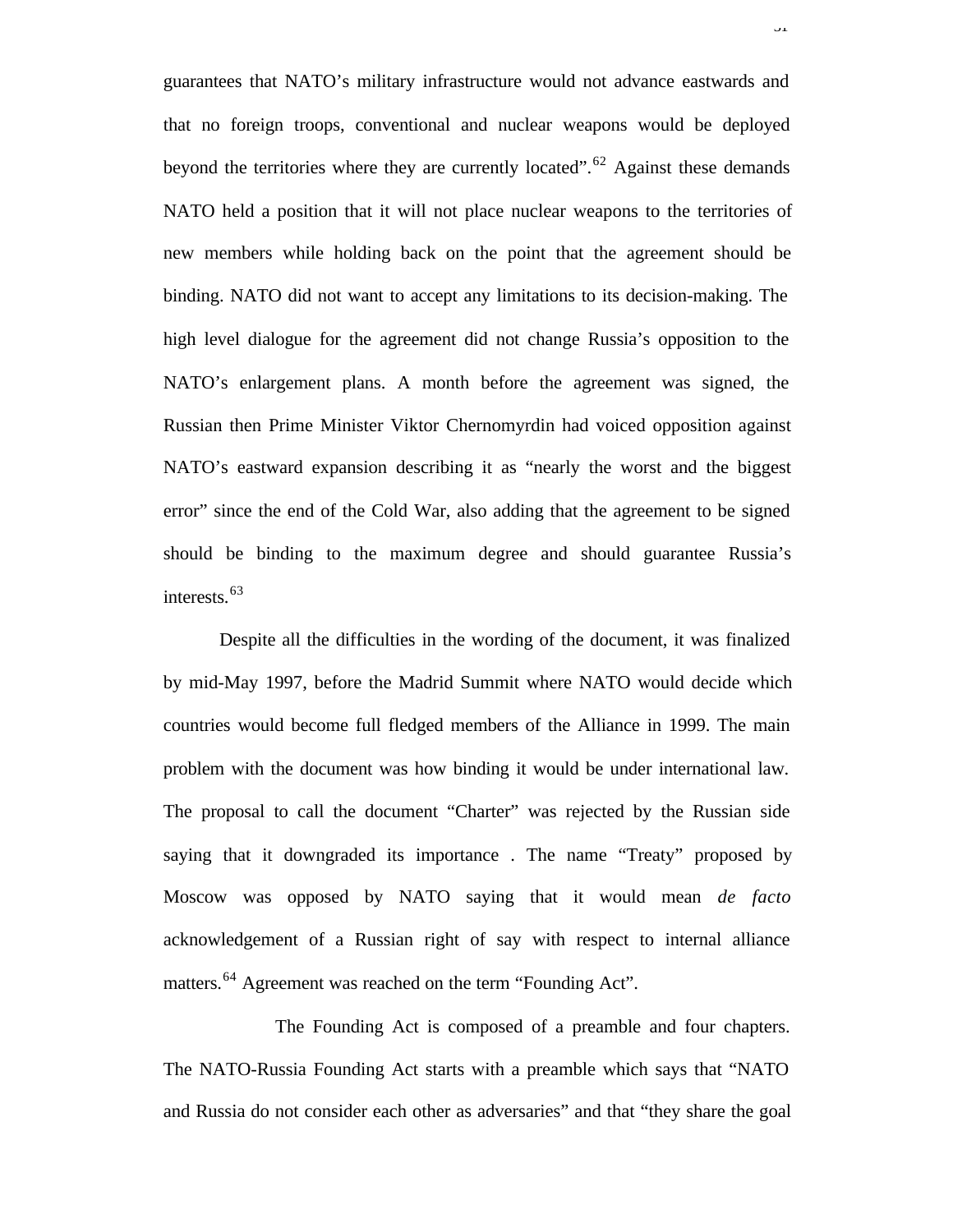guarantees that NATO's military infrastructure would not advance eastwards and that no foreign troops, conventional and nuclear weapons would be deployed beyond the territories where they are currently located".[62] Against these demands NATO held a position that it will not place nuclear weapons to the territories of new members while holding back on the point that the agreement should be binding. NATO did not want to accept any limitations to its decision-making. The high level dialogue for the agreement did not change Russia's opposition to the NATO's enlargement plans. A month before the agreement was signed, the Russian then Prime Minister Viktor Chernomyrdin had voiced opposition against NATO's eastward expansion describing it as "nearly the worst and the biggest error" since the end of the Cold War, also adding that the agreement to be signed should be binding to the maximum degree and should guarantee Russia's interests.[63]

Despite all the difficulties in the wording of the document, it was finalized by mid-May 1997, before the Madrid Summit where NATO would decide which countries would become full fledged members of the Alliance in 1999. The main problem with the document was how binding it would be under international law. The proposal to call the document "Charter" was rejected by the Russian side saying that it downgraded its importance . The name "Treaty" proposed by Moscow was opposed by NATO saying that it would mean *de facto* acknowledgement of a Russian right of say with respect to internal alliance matters.[64] Agreement was reached on the term "Founding Act".

The Founding Act is composed of a preamble and four chapters. The NATO-Russia Founding Act starts with a preamble which says that "NATO and Russia do not consider each other as adversaries" and that "they share the goal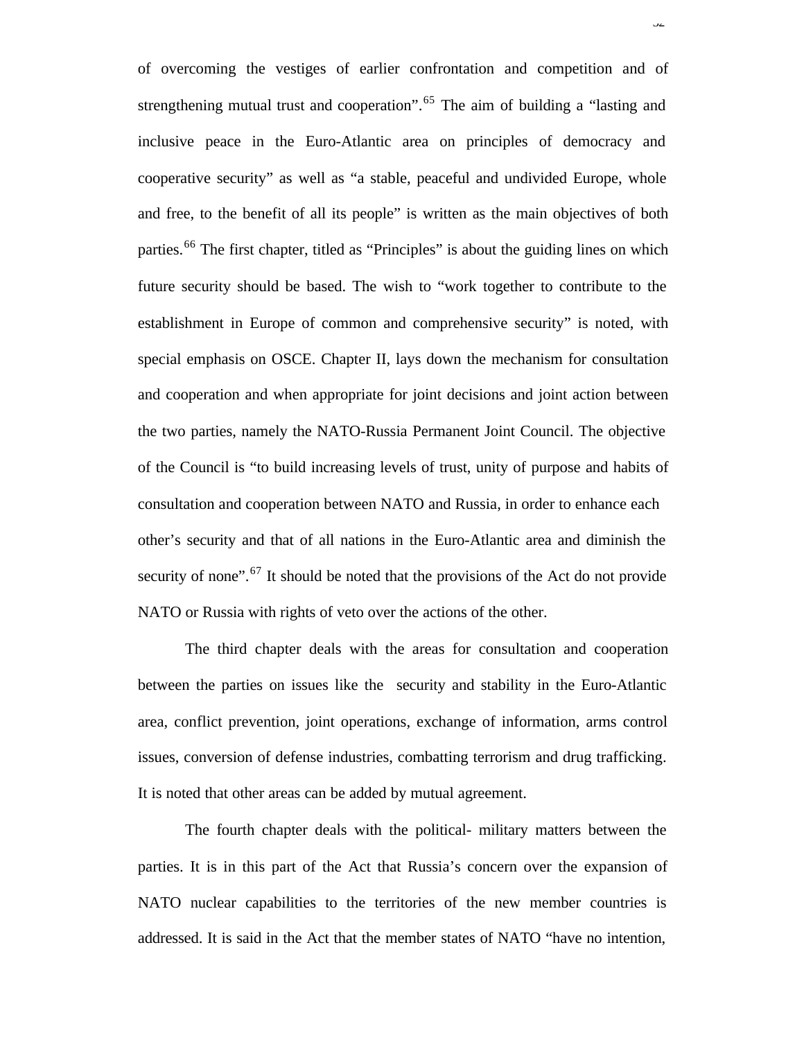of overcoming the vestiges of earlier confrontation and competition and of strengthening mutual trust and cooperation".[65] The aim of building a "lasting and inclusive peace in the Euro-Atlantic area on principles of democracy and cooperative security" as well as "a stable, peaceful and undivided Europe, whole and free, to the benefit of all its people" is written as the main objectives of both parties.[66] The first chapter, titled as "Principles" is about the guiding lines on which future security should be based. The wish to "work together to contribute to the establishment in Europe of common and comprehensive security" is noted, with special emphasis on OSCE. Chapter II, lays down the mechanism for consultation and cooperation and when appropriate for joint decisions and joint action between the two parties, namely the NATO-Russia Permanent Joint Council. The objective of the Council is "to build increasing levels of trust, unity of purpose and habits of consultation and cooperation between NATO and Russia, in order to enhance each other's security and that of all nations in the Euro-Atlantic area and diminish the security of none".[67] It should be noted that the provisions of the Act do not provide NATO or Russia with rights of veto over the actions of the other.

The third chapter deals with the areas for consultation and cooperation between the parties on issues like the security and stability in the Euro-Atlantic area, conflict prevention, joint operations, exchange of information, arms control issues, conversion of defense industries, combatting terrorism and drug trafficking. It is noted that other areas can be added by mutual agreement.

The fourth chapter deals with the political- military matters between the parties. It is in this part of the Act that Russia's concern over the expansion of NATO nuclear capabilities to the territories of the new member countries is addressed. It is said in the Act that the member states of NATO "have no intention,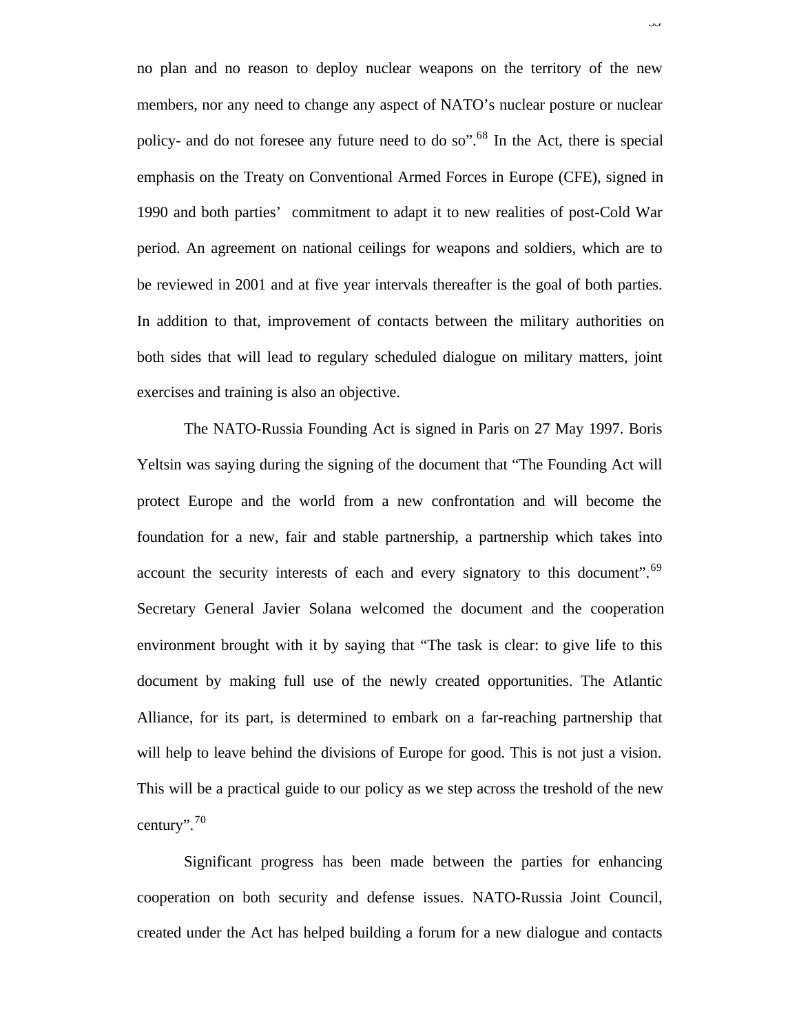no plan and no reason to deploy nuclear weapons on the territory of the new members, nor any need to change any aspect of NATO's nuclear posture or nuclear policy- and do not foresee any future need to do so".[68] In the Act, there is special emphasis on the Treaty on Conventional Armed Forces in Europe (CFE), signed in 1990 and both parties' commitment to adapt it to new realities of post-Cold War period. An agreement on national ceilings for weapons and soldiers, which are to be reviewed in 2001 and at five year intervals thereafter is the goal of both parties. In addition to that, improvement of contacts between the military authorities on both sides that will lead to regulary scheduled dialogue on military matters, joint exercises and training is also an objective.

The NATO-Russia Founding Act is signed in Paris on 27 May 1997. Boris Yeltsin was saying during the signing of the document that "The Founding Act will protect Europe and the world from a new confrontation and will become the foundation for a new, fair and stable partnership, a partnership which takes into account the security interests of each and every signatory to this document".[69] Secretary General Javier Solana welcomed the document and the cooperation environment brought with it by saying that "The task is clear: to give life to this document by making full use of the newly created opportunities. The Atlantic Alliance, for its part, is determined to embark on a far-reaching partnership that will help to leave behind the divisions of Europe for good. This is not just a vision. This will be a practical guide to our policy as we step across the treshold of the new century".[70]

Significant progress has been made between the parties for enhancing cooperation on both security and defense issues. NATO-Russia Joint Council, created under the Act has helped building a forum for a new dialogue and contacts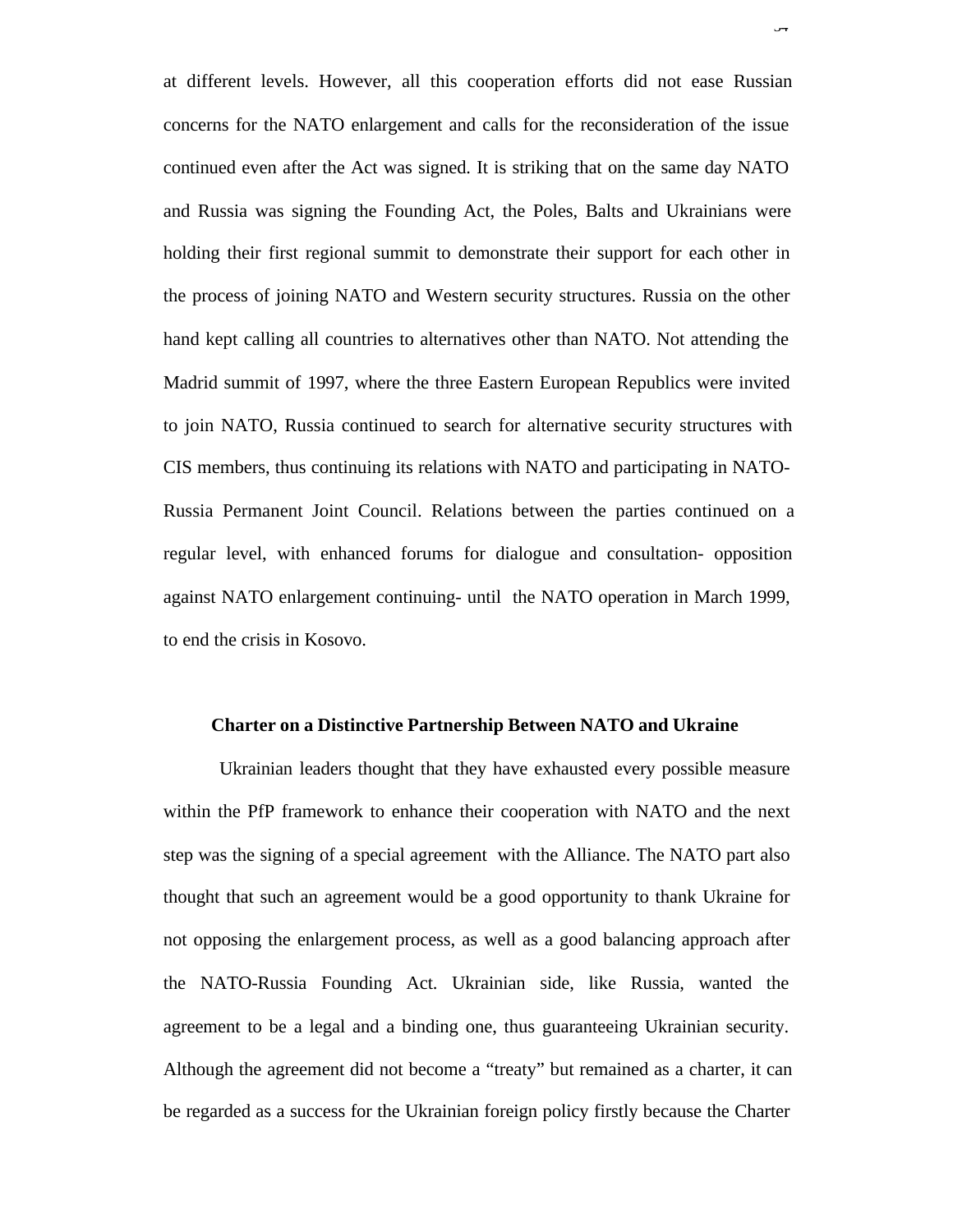at different levels. However, all this cooperation efforts did not ease Russian concerns for the NATO enlargement and calls for the reconsideration of the issue continued even after the Act was signed. It is striking that on the same day NATO and Russia was signing the Founding Act, the Poles, Balts and Ukrainians were holding their first regional summit to demonstrate their support for each other in the process of joining NATO and Western security structures. Russia on the other hand kept calling all countries to alternatives other than NATO. Not attending the Madrid summit of 1997, where the three Eastern European Republics were invited to join NATO, Russia continued to search for alternative security structures with CIS members, thus continuing its relations with NATO and participating in NATO-Russia Permanent Joint Council. Relations between the parties continued on a regular level, with enhanced forums for dialogue and consultation- opposition against NATO enlargement continuing- until the NATO operation in March 1999, to end the crisis in Kosovo.

### Charter on a Distinctive Partnership Between NATO and Ukraine

Ukrainian leaders thought that they have exhausted every possible measure within the PfP framework to enhance their cooperation with NATO and the next step was the signing of a special agreement with the Alliance. The NATO part also thought that such an agreement would be a good opportunity to thank Ukraine for not opposing the enlargement process, as well as a good balancing approach after the NATO-Russia Founding Act. Ukrainian side, like Russia, wanted the agreement to be a legal and a binding one, thus guaranteeing Ukrainian security. Although the agreement did not become a "treaty" but remained as a charter, it can be regarded as a success for the Ukrainian foreign policy firstly because the Charter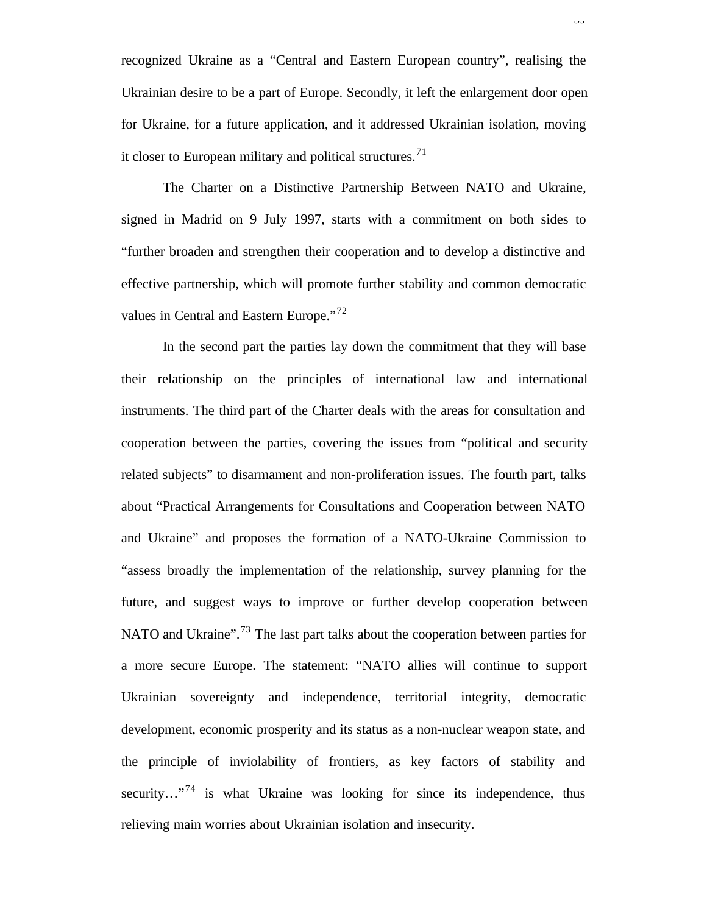recognized Ukraine as a “Central and Eastern European country”, realising the Ukrainian desire to be a part of Europe. Secondly, it left the enlargement door open for Ukraine, for a future application, and it addressed Ukrainian isolation, moving it closer to European military and political structures.[71]

The Charter on a Distinctive Partnership Between NATO and Ukraine, signed in Madrid on 9 July 1997, starts with a commitment on both sides to “further broaden and strengthen their cooperation and to develop a distinctive and effective partnership, which will promote further stability and common democratic values in Central and Eastern Europe.”[72]

In the second part the parties lay down the commitment that they will base their relationship on the principles of international law and international instruments. The third part of the Charter deals with the areas for consultation and cooperation between the parties, covering the issues from “political and security related subjects” to disarmament and non-proliferation issues. The fourth part, talks about “Practical Arrangements for Consultations and Cooperation between NATO and Ukraine” and proposes the formation of a NATO-Ukraine Commission to “assess broadly the implementation of the relationship, survey planning for the future, and suggest ways to improve or further develop cooperation between NATO and Ukraine”.[73] The last part talks about the cooperation between parties for a more secure Europe. The statement: “NATO allies will continue to support Ukrainian sovereignty and independence, territorial integrity, democratic development, economic prosperity and its status as a non-nuclear weapon state, and the principle of inviolability of frontiers, as key factors of stability and security…”[74] is what Ukraine was looking for since its independence, thus relieving main worries about Ukrainian isolation and insecurity.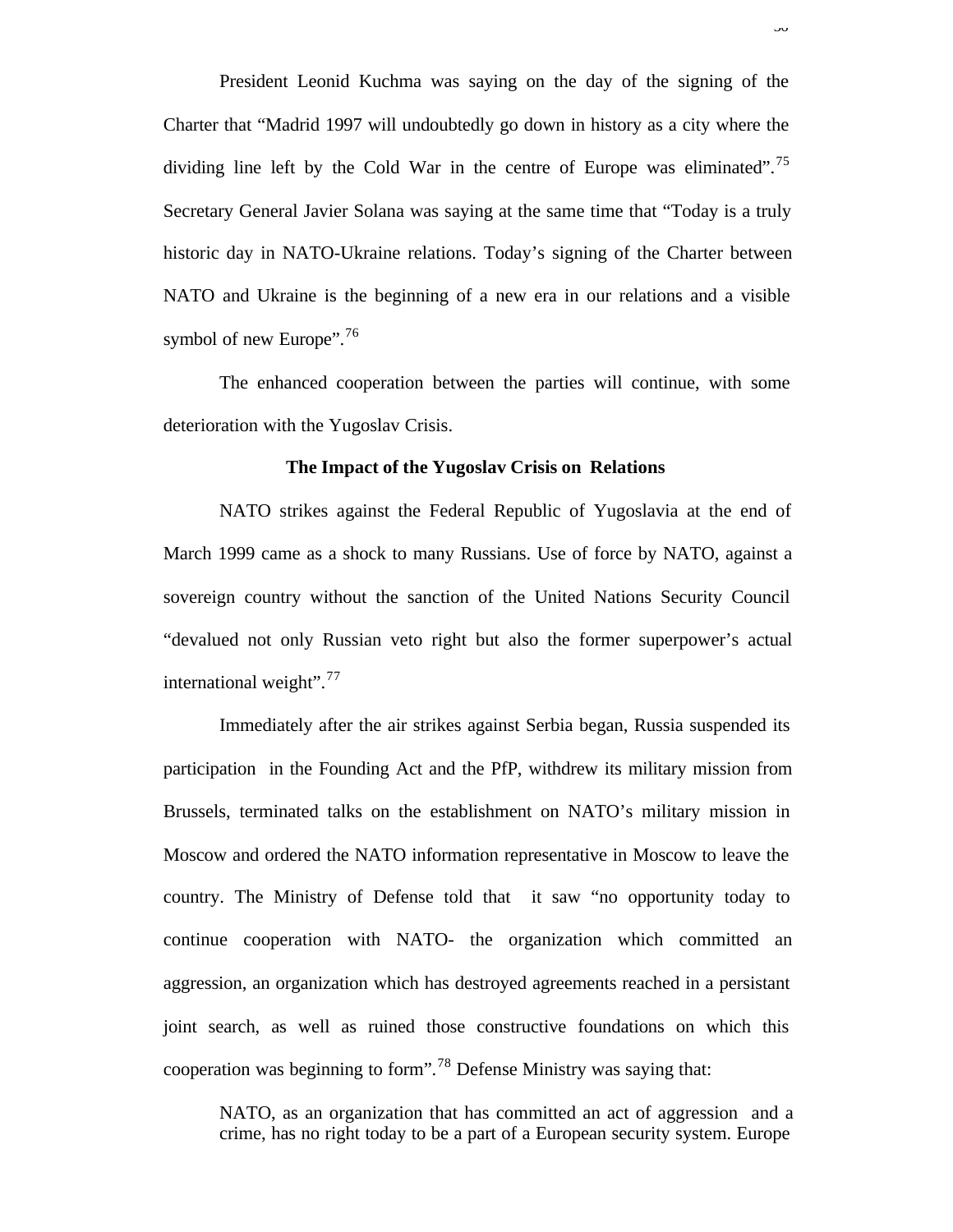President Leonid Kuchma was saying on the day of the signing of the Charter that "Madrid 1997 will undoubtedly go down in history as a city where the dividing line left by the Cold War in the centre of Europe was eliminated".[75] Secretary General Javier Solana was saying at the same time that "Today is a truly historic day in NATO-Ukraine relations. Today's signing of the Charter between NATO and Ukraine is the beginning of a new era in our relations and a visible symbol of new Europe".[76]

The enhanced cooperation between the parties will continue, with some deterioration with the Yugoslav Crisis.

**The Impact of the Yugoslav Crisis on Relations**

NATO strikes against the Federal Republic of Yugoslavia at the end of March 1999 came as a shock to many Russians. Use of force by NATO, against a sovereign country without the sanction of the United Nations Security Council "devalued not only Russian veto right but also the former superpower's actual international weight".[77]

Immediately after the air strikes against Serbia began, Russia suspended its participation in the Founding Act and the PfP, withdrew its military mission from Brussels, terminated talks on the establishment on NATO's military mission in Moscow and ordered the NATO information representative in Moscow to leave the country. The Ministry of Defense told that it saw "no opportunity today to continue cooperation with NATO- the organization which committed an aggression, an organization which has destroyed agreements reached in a persistant joint search, as well as ruined those constructive foundations on which this cooperation was beginning to form".[78] Defense Ministry was saying that:

> NATO, as an organization that has committed an act of aggression and a crime, has no right today to be a part of a European security system. Europe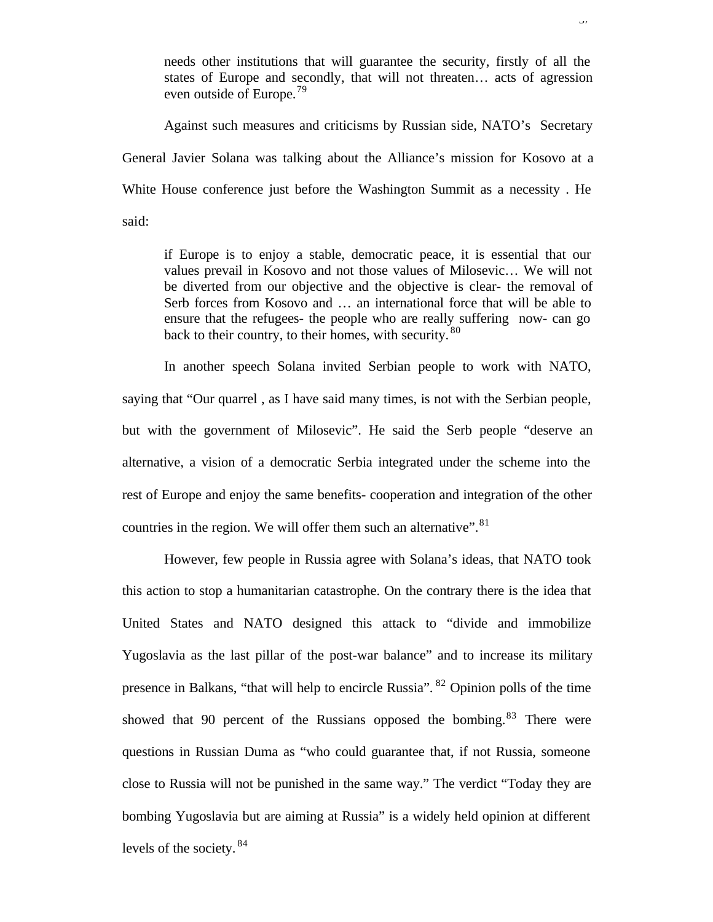> needs other institutions that will guarantee the security, firstly of all the states of Europe and secondly, that will not threaten… acts of agression even outside of Europe.[79]

Against such measures and criticisms by Russian side, NATO's Secretary General Javier Solana was talking about the Alliance's mission for Kosovo at a White House conference just before the Washington Summit as a necessity . He said:

> if Europe is to enjoy a stable, democratic peace, it is essential that our values prevail in Kosovo and not those values of Milosevic… We will not be diverted from our objective and the objective is clear- the removal of Serb forces from Kosovo and … an international force that will be able to ensure that the refugees- the people who are really suffering now- can go back to their country, to their homes, with security.[80]

In another speech Solana invited Serbian people to work with NATO, saying that "Our quarrel , as I have said many times, is not with the Serbian people, but with the government of Milosevic". He said the Serb people "deserve an alternative, a vision of a democratic Serbia integrated under the scheme into the rest of Europe and enjoy the same benefits- cooperation and integration of the other countries in the region. We will offer them such an alternative".[81]

However, few people in Russia agree with Solana's ideas, that NATO took this action to stop a humanitarian catastrophe. On the contrary there is the idea that United States and NATO designed this attack to "divide and immobilize Yugoslavia as the last pillar of the post-war balance" and to increase its military presence in Balkans, "that will help to encircle Russia".[82] Opinion polls of the time showed that 90 percent of the Russians opposed the bombing.[83] There were questions in Russian Duma as "who could guarantee that, if not Russia, someone close to Russia will not be punished in the same way." The verdict "Today they are bombing Yugoslavia but are aiming at Russia" is a widely held opinion at different levels of the society.[84]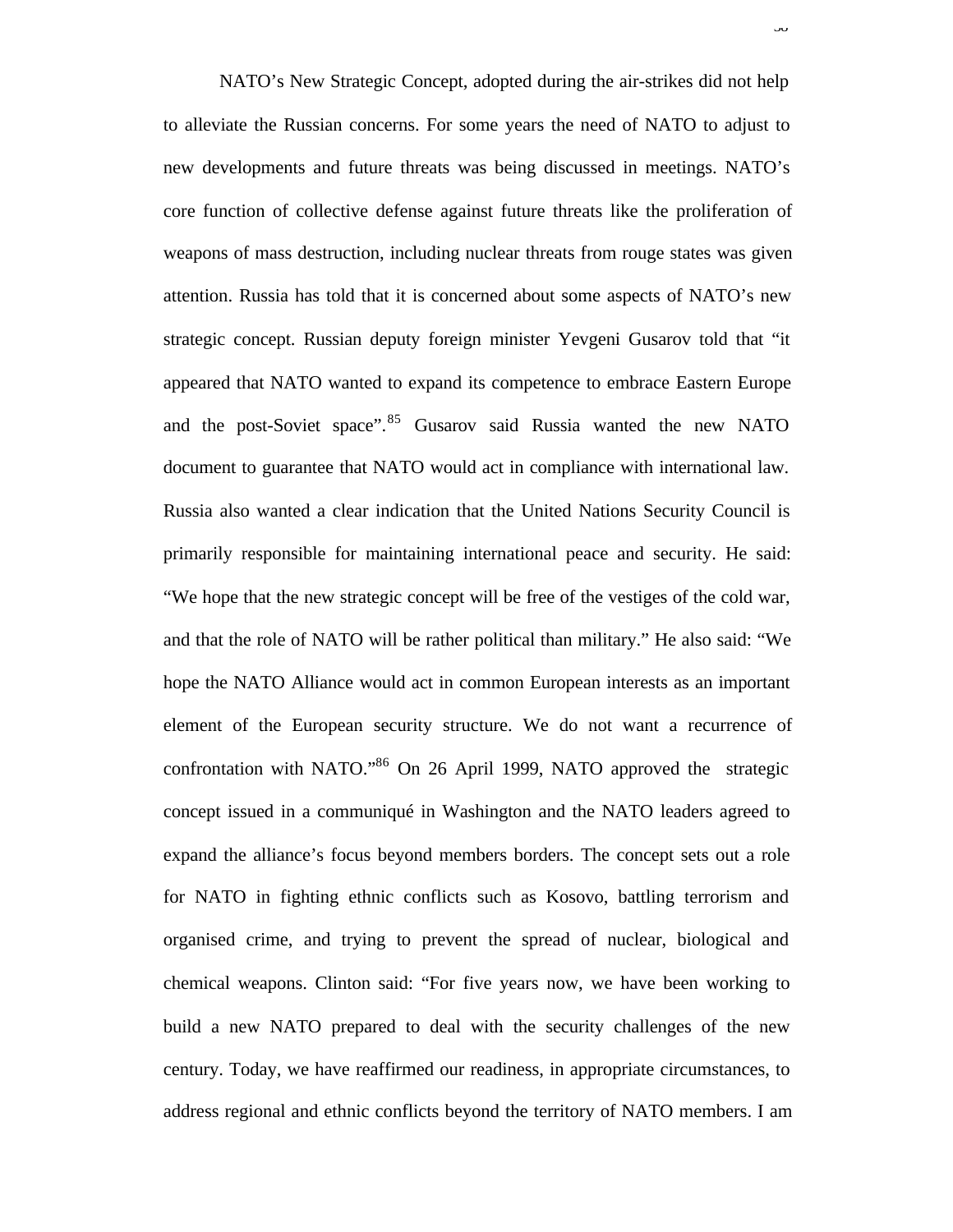NATO's New Strategic Concept, adopted during the air-strikes did not help to alleviate the Russian concerns. For some years the need of NATO to adjust to new developments and future threats was being discussed in meetings. NATO's core function of collective defense against future threats like the proliferation of weapons of mass destruction, including nuclear threats from rouge states was given attention. Russia has told that it is concerned about some aspects of NATO's new strategic concept. Russian deputy foreign minister Yevgeni Gusarov told that "it appeared that NATO wanted to expand its competence to embrace Eastern Europe and the post-Soviet space".[85] Gusarov said Russia wanted the new NATO document to guarantee that NATO would act in compliance with international law. Russia also wanted a clear indication that the United Nations Security Council is primarily responsible for maintaining international peace and security. He said: "We hope that the new strategic concept will be free of the vestiges of the cold war, and that the role of NATO will be rather political than military." He also said: "We hope the NATO Alliance would act in common European interests as an important element of the European security structure. We do not want a recurrence of confrontation with NATO."[86] On 26 April 1999, NATO approved the strategic concept issued in a communiqué in Washington and the NATO leaders agreed to expand the alliance's focus beyond members borders. The concept sets out a role for NATO in fighting ethnic conflicts such as Kosovo, battling terrorism and organised crime, and trying to prevent the spread of nuclear, biological and chemical weapons. Clinton said: "For five years now, we have been working to build a new NATO prepared to deal with the security challenges of the new century. Today, we have reaffirmed our readiness, in appropriate circumstances, to address regional and ethnic conflicts beyond the territory of NATO members. I am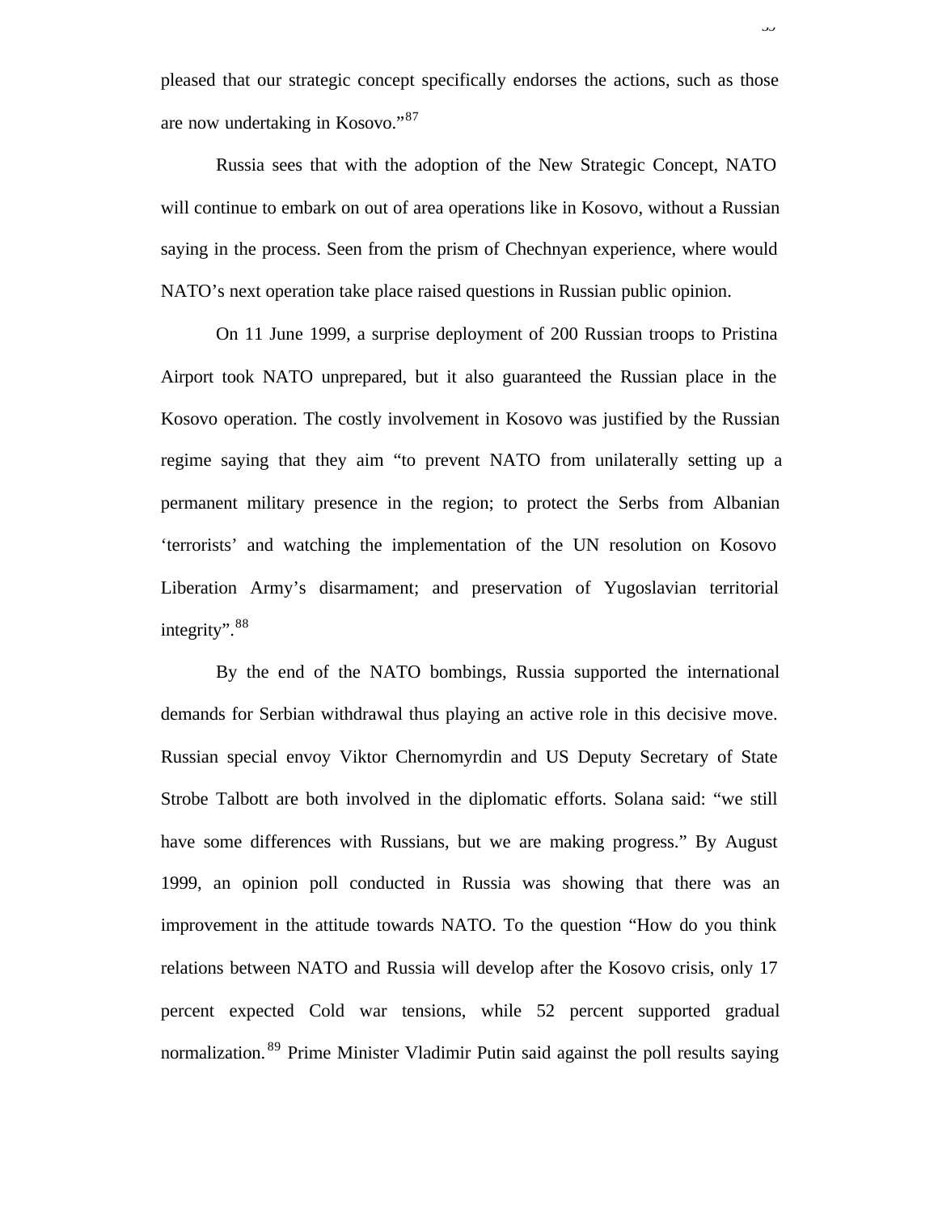pleased that our strategic concept specifically endorses the actions, such as those are now undertaking in Kosovo."[87]

Russia sees that with the adoption of the New Strategic Concept, NATO will continue to embark on out of area operations like in Kosovo, without a Russian saying in the process. Seen from the prism of Chechnyan experience, where would NATO's next operation take place raised questions in Russian public opinion.

On 11 June 1999, a surprise deployment of 200 Russian troops to Pristina Airport took NATO unprepared, but it also guaranteed the Russian place in the Kosovo operation. The costly involvement in Kosovo was justified by the Russian regime saying that they aim "to prevent NATO from unilaterally setting up a permanent military presence in the region; to protect the Serbs from Albanian 'terrorists' and watching the implementation of the UN resolution on Kosovo Liberation Army's disarmament; and preservation of Yugoslavian territorial integrity".[88]

By the end of the NATO bombings, Russia supported the international demands for Serbian withdrawal thus playing an active role in this decisive move. Russian special envoy Viktor Chernomyrdin and US Deputy Secretary of State Strobe Talbott are both involved in the diplomatic efforts. Solana said: "we still have some differences with Russians, but we are making progress." By August 1999, an opinion poll conducted in Russia was showing that there was an improvement in the attitude towards NATO. To the question "How do you think relations between NATO and Russia will develop after the Kosovo crisis, only 17 percent expected Cold war tensions, while 52 percent supported gradual normalization.[89] Prime Minister Vladimir Putin said against the poll results saying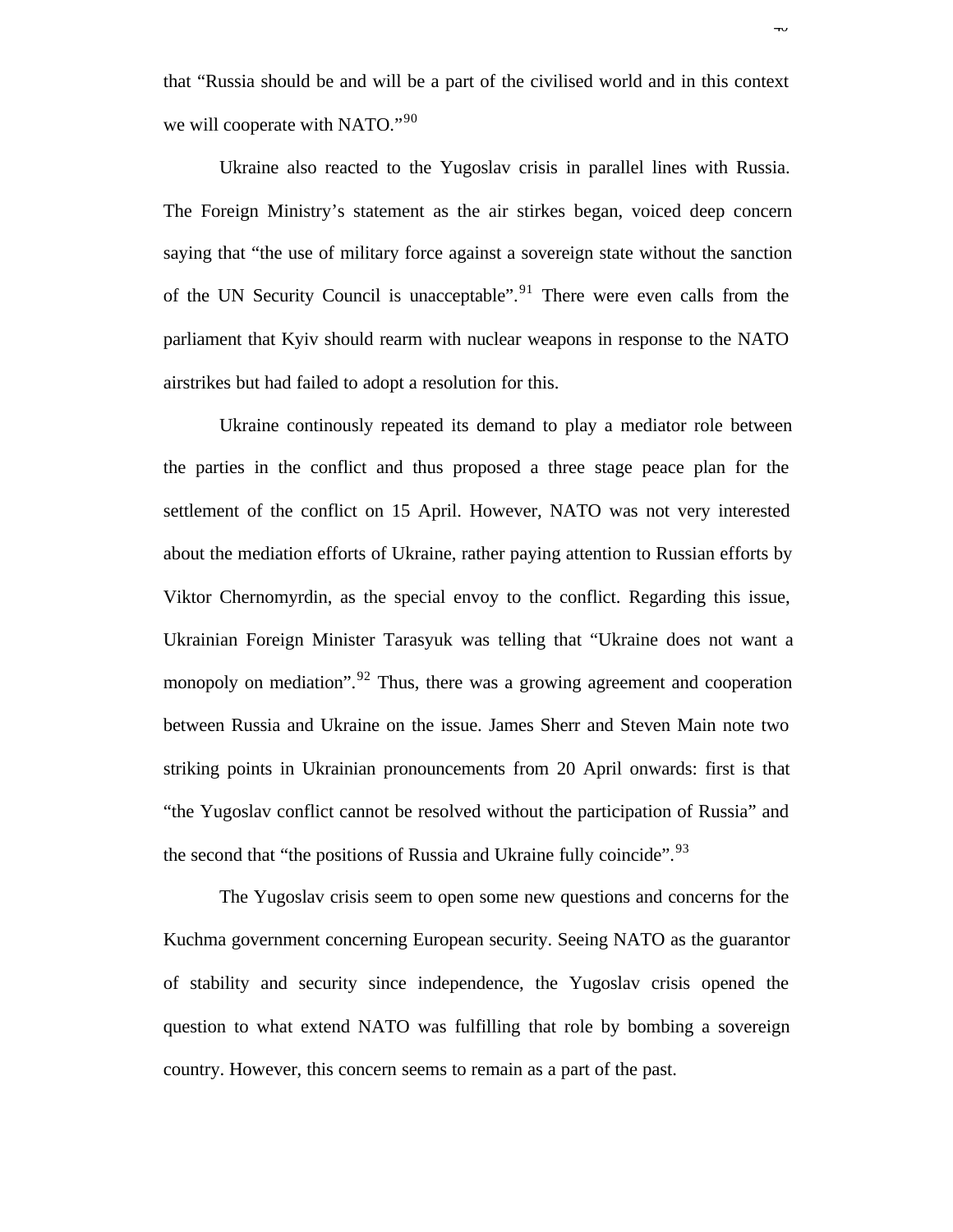that "Russia should be and will be a part of the civilised world and in this context we will cooperate with NATO."[90]

Ukraine also reacted to the Yugoslav crisis in parallel lines with Russia. The Foreign Ministry's statement as the air stirkes began, voiced deep concern saying that "the use of military force against a sovereign state without the sanction of the UN Security Council is unacceptable".[91] There were even calls from the parliament that Kyiv should rearm with nuclear weapons in response to the NATO airstrikes but had failed to adopt a resolution for this.

Ukraine continously repeated its demand to play a mediator role between the parties in the conflict and thus proposed a three stage peace plan for the settlement of the conflict on 15 April. However, NATO was not very interested about the mediation efforts of Ukraine, rather paying attention to Russian efforts by Viktor Chernomyrdin, as the special envoy to the conflict. Regarding this issue, Ukrainian Foreign Minister Tarasyuk was telling that "Ukraine does not want a monopoly on mediation".[92] Thus, there was a growing agreement and cooperation between Russia and Ukraine on the issue. James Sherr and Steven Main note two striking points in Ukrainian pronouncements from 20 April onwards: first is that "the Yugoslav conflict cannot be resolved without the participation of Russia" and the second that "the positions of Russia and Ukraine fully coincide".[93]

The Yugoslav crisis seem to open some new questions and concerns for the Kuchma government concerning European security. Seeing NATO as the guarantor of stability and security since independence, the Yugoslav crisis opened the question to what extend NATO was fulfilling that role by bombing a sovereign country. However, this concern seems to remain as a part of the past.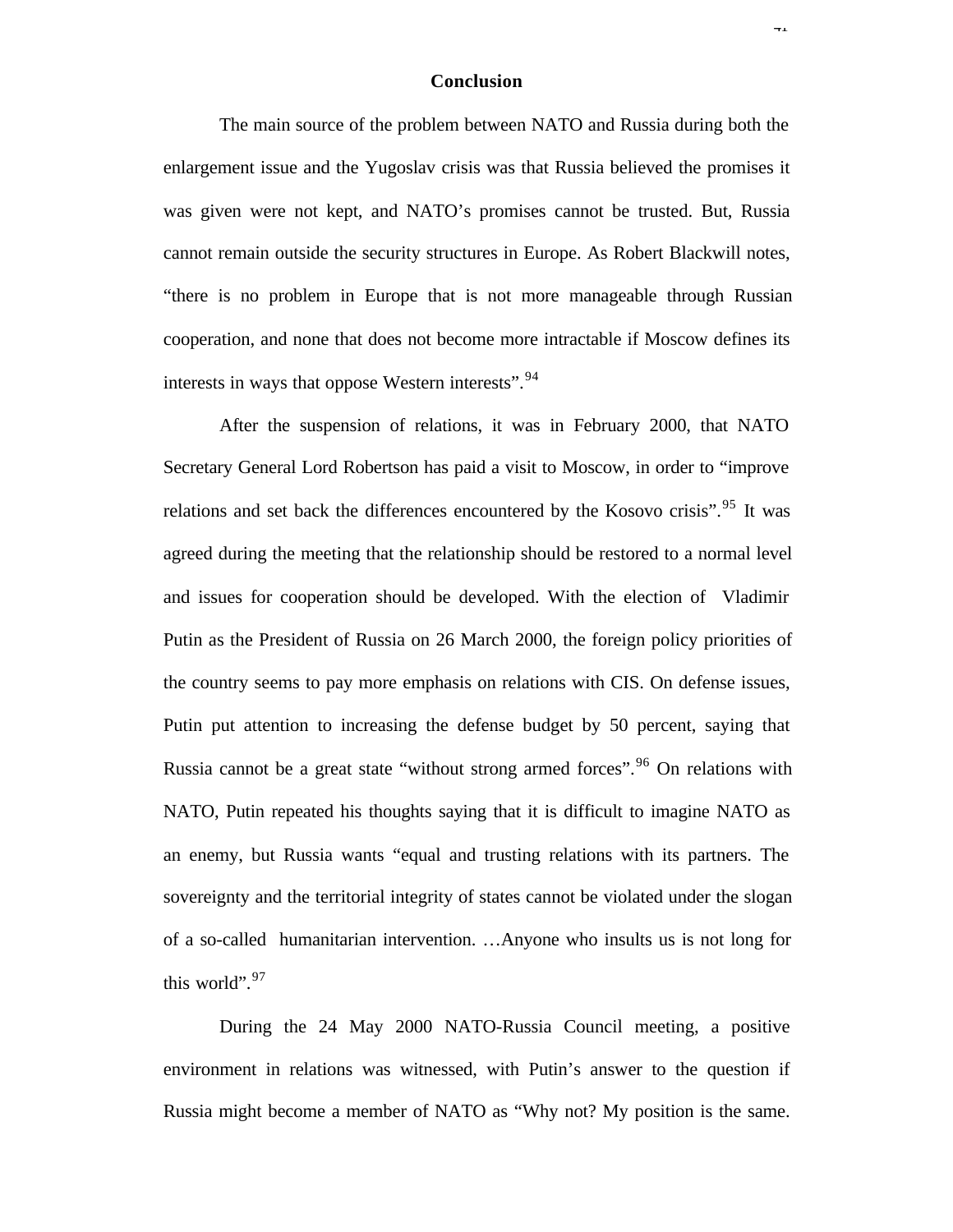## Conclusion

The main source of the problem between NATO and Russia during both the enlargement issue and the Yugoslav crisis was that Russia believed the promises it was given were not kept, and NATO's promises cannot be trusted. But, Russia cannot remain outside the security structures in Europe. As Robert Blackwill notes, "there is no problem in Europe that is not more manageable through Russian cooperation, and none that does not become more intractable if Moscow defines its interests in ways that oppose Western interests".[94]

After the suspension of relations, it was in February 2000, that NATO Secretary General Lord Robertson has paid a visit to Moscow, in order to "improve relations and set back the differences encountered by the Kosovo crisis".[95] It was agreed during the meeting that the relationship should be restored to a normal level and issues for cooperation should be developed. With the election of Vladimir Putin as the President of Russia on 26 March 2000, the foreign policy priorities of the country seems to pay more emphasis on relations with CIS. On defense issues, Putin put attention to increasing the defense budget by 50 percent, saying that Russia cannot be a great state "without strong armed forces".[96] On relations with NATO, Putin repeated his thoughts saying that it is difficult to imagine NATO as an enemy, but Russia wants "equal and trusting relations with its partners. The sovereignty and the territorial integrity of states cannot be violated under the slogan of a so-called humanitarian intervention. …Anyone who insults us is not long for this world".[97]

During the 24 May 2000 NATO-Russia Council meeting, a positive environment in relations was witnessed, with Putin's answer to the question if Russia might become a member of NATO as "Why not? My position is the same.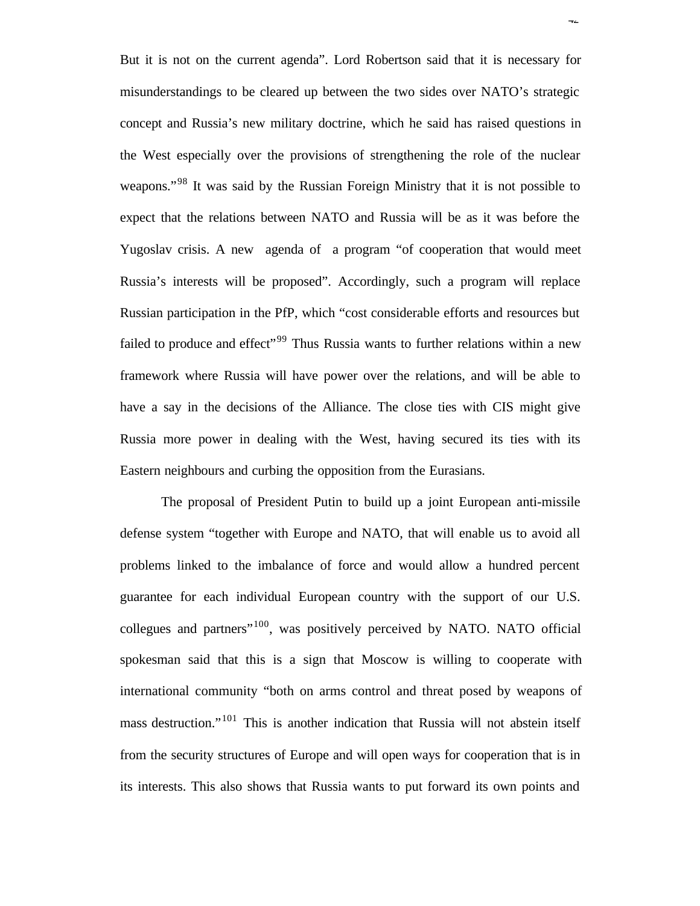But it is not on the current agenda". Lord Robertson said that it is necessary for misunderstandings to be cleared up between the two sides over NATO's strategic concept and Russia's new military doctrine, which he said has raised questions in the West especially over the provisions of strengthening the role of the nuclear weapons."[98] It was said by the Russian Foreign Ministry that it is not possible to expect that the relations between NATO and Russia will be as it was before the Yugoslav crisis. A new agenda of a program "of cooperation that would meet Russia's interests will be proposed". Accordingly, such a program will replace Russian participation in the PfP, which "cost considerable efforts and resources but failed to produce and effect"[99] Thus Russia wants to further relations within a new framework where Russia will have power over the relations, and will be able to have a say in the decisions of the Alliance. The close ties with CIS might give Russia more power in dealing with the West, having secured its ties with its Eastern neighbours and curbing the opposition from the Eurasians.

The proposal of President Putin to build up a joint European anti-missile defense system "together with Europe and NATO, that will enable us to avoid all problems linked to the imbalance of force and would allow a hundred percent guarantee for each individual European country with the support of our U.S. collegues and partners"[100], was positively perceived by NATO. NATO official spokesman said that this is a sign that Moscow is willing to cooperate with international community "both on arms control and threat posed by weapons of mass destruction."[101] This is another indication that Russia will not abstein itself from the security structures of Europe and will open ways for cooperation that is in its interests. This also shows that Russia wants to put forward its own points and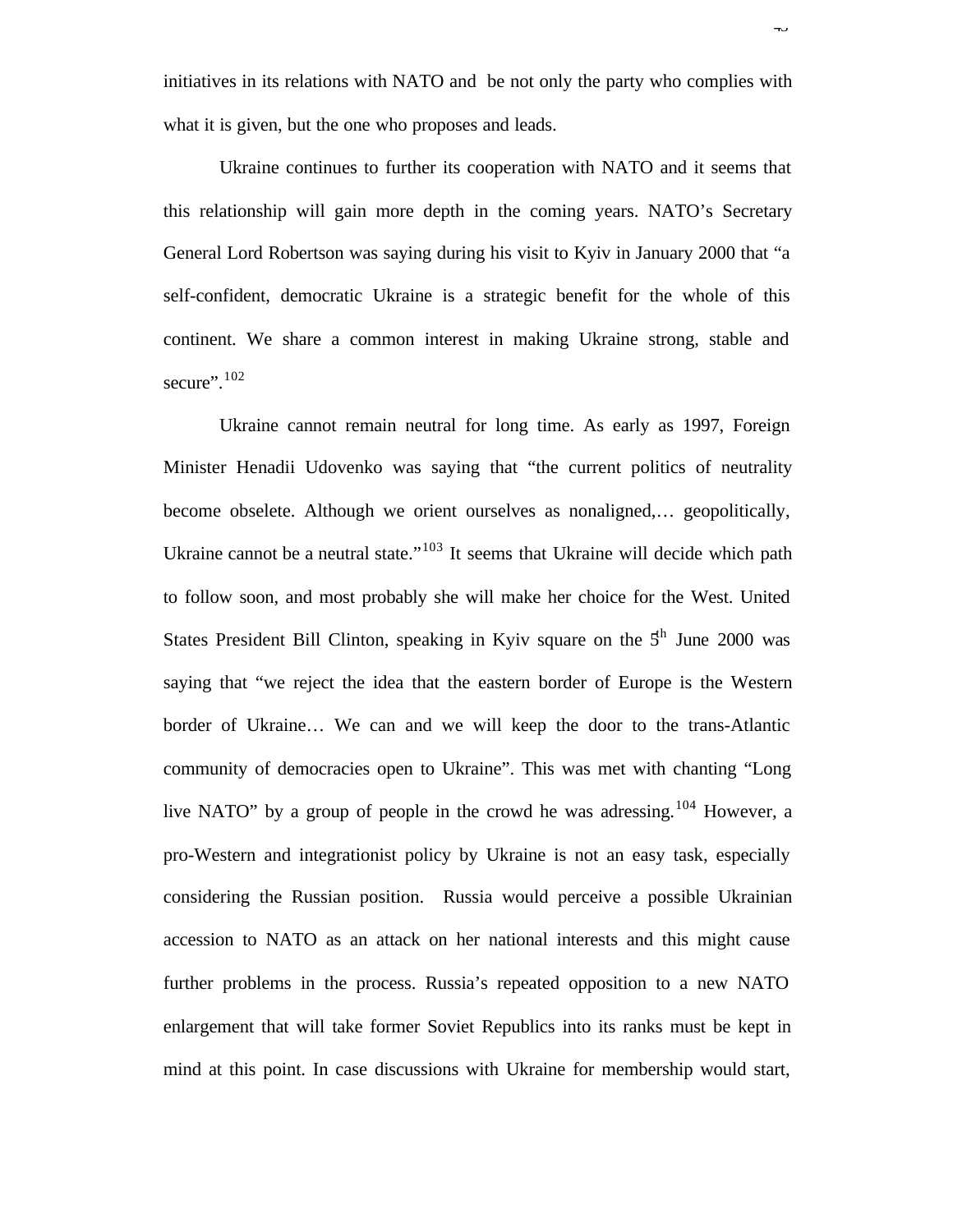initiatives in its relations with NATO and be not only the party who complies with what it is given, but the one who proposes and leads.

Ukraine continues to further its cooperation with NATO and it seems that this relationship will gain more depth in the coming years. NATO's Secretary General Lord Robertson was saying during his visit to Kyiv in January 2000 that "a self-confident, democratic Ukraine is a strategic benefit for the whole of this continent. We share a common interest in making Ukraine strong, stable and secure".[102]

Ukraine cannot remain neutral for long time. As early as 1997, Foreign Minister Henadii Udovenko was saying that "the current politics of neutrality become obselete. Although we orient ourselves as nonaligned,… geopolitically, Ukraine cannot be a neutral state."[103] It seems that Ukraine will decide which path to follow soon, and most probably she will make her choice for the West. United States President Bill Clinton, speaking in Kyiv square on the 5th June 2000 was saying that "we reject the idea that the eastern border of Europe is the Western border of Ukraine… We can and we will keep the door to the trans-Atlantic community of democracies open to Ukraine". This was met with chanting "Long live NATO" by a group of people in the crowd he was adressing.[104] However, a pro-Western and integrationist policy by Ukraine is not an easy task, especially considering the Russian position. Russia would perceive a possible Ukrainian accession to NATO as an attack on her national interests and this might cause further problems in the process. Russia's repeated opposition to a new NATO enlargement that will take former Soviet Republics into its ranks must be kept in mind at this point. In case discussions with Ukraine for membership would start,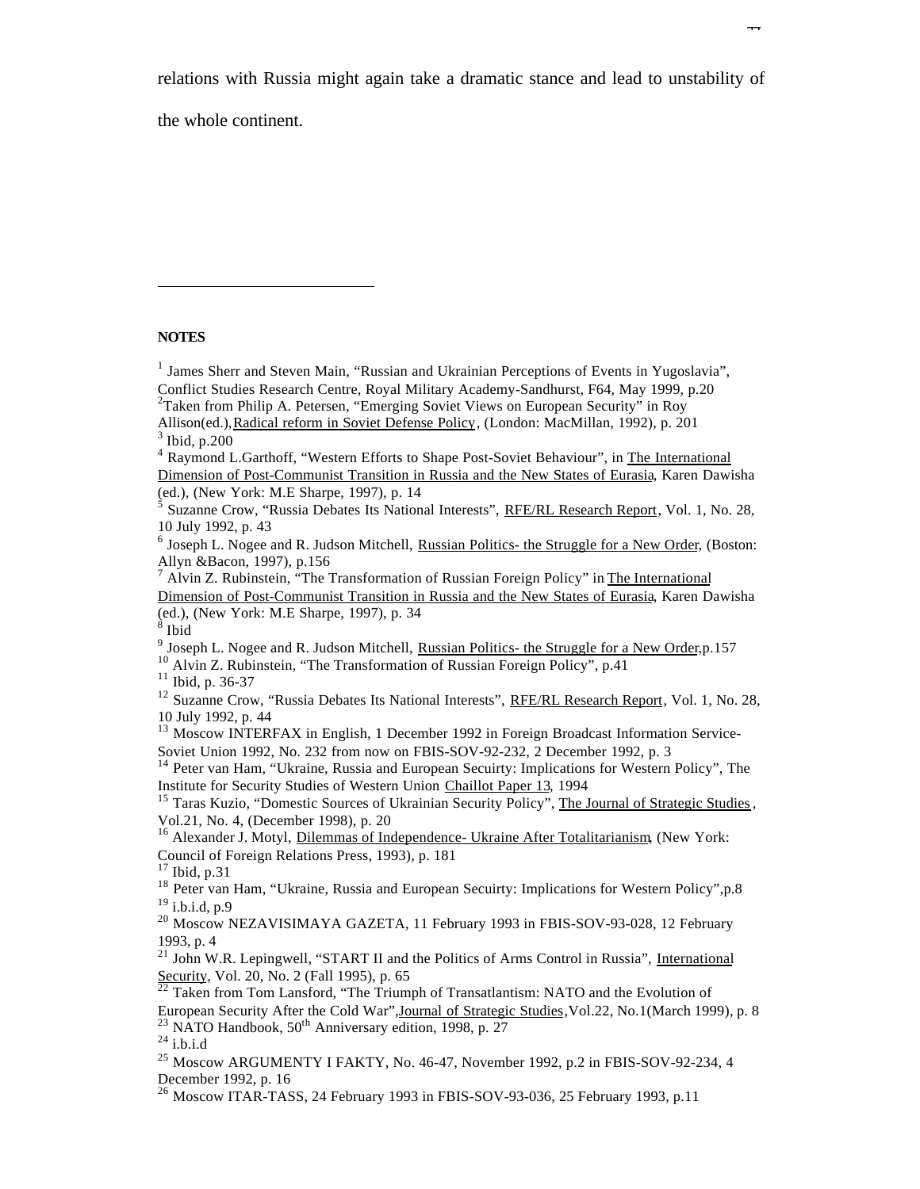relations with Russia might again take a dramatic stance and lead to unstability of the whole continent.

---

**NOTES**

[1] James Sherr and Steven Main, "Russian and Ukrainian Perceptions of Events in Yugoslavia", Conflict Studies Research Centre, Royal Military Academy-Sandhurst, F64, May 1999, p.20

[2]Taken from Philip A. Petersen, "Emerging Soviet Views on European Security" in Roy Allison(ed.),Radical reform in Soviet Defense Policy, (London: MacMillan, 1992), p. 201

[3] Ibid, p.200

[4] Raymond L.Garthoff, "Western Efforts to Shape Post-Soviet Behaviour", in The International Dimension of Post-Communist Transition in Russia and the New States of Eurasia, Karen Dawisha (ed.), (New York: M.E Sharpe, 1997), p. 14

[5] Suzanne Crow, "Russia Debates Its National Interests", RFE/RL Research Report, Vol. 1, No. 28, 10 July 1992, p. 43

[6] Joseph L. Nogee and R. Judson Mitchell, Russian Politics- the Struggle for a New Order, (Boston: Allyn &Bacon, 1997), p.156

[7] Alvin Z. Rubinstein, "The Transformation of Russian Foreign Policy" in The International Dimension of Post-Communist Transition in Russia and the New States of Eurasia, Karen Dawisha (ed.), (New York: M.E Sharpe, 1997), p. 34

[8] Ibid

[9] Joseph L. Nogee and R. Judson Mitchell, Russian Politics- the Struggle for a New Order,p.157

[10] Alvin Z. Rubinstein, "The Transformation of Russian Foreign Policy", p.41

[11] Ibid, p. 36-37

[12] Suzanne Crow, "Russia Debates Its National Interests", RFE/RL Research Report, Vol. 1, No. 28, 10 July 1992, p. 44

[13] Moscow INTERFAX in English, 1 December 1992 in Foreign Broadcast Information Service-Soviet Union 1992, No. 232 from now on FBIS-SOV-92-232, 2 December 1992, p. 3

[14] Peter van Ham, "Ukraine, Russia and European Secuirty: Implications for Western Policy", The Institute for Security Studies of Western Union Chaillot Paper 13, 1994

[15] Taras Kuzio, "Domestic Sources of Ukrainian Security Policy", The Journal of Strategic Studies, Vol.21, No. 4, (December 1998), p. 20

[16] Alexander J. Motyl, Dilemmas of Independence- Ukraine After Totalitarianism, (New York: Council of Foreign Relations Press, 1993), p. 181

[17] Ibid, p.31

[18] Peter van Ham, "Ukraine, Russia and European Secuirty: Implications for Western Policy",p.8

[19] i.b.i.d, p.9

[20] Moscow NEZAVISIMAYA GAZETA, 11 February 1993 in FBIS-SOV-93-028, 12 February 1993, p. 4

[21] John W.R. Lepingwell, "START II and the Politics of Arms Control in Russia", International Security, Vol. 20, No. 2 (Fall 1995), p. 65

[22] Taken from Tom Lansford, "The Triumph of Transatlantism: NATO and the Evolution of European Security After the Cold War",Journal of Strategic Studies,Vol.22, No.1(March 1999), p. 8

[23] NATO Handbook, 50th Anniversary edition, 1998, p. 27

[24] i.b.i.d

[25] Moscow ARGUMENTY I FAKTY, No. 46-47, November 1992, p.2 in FBIS-SOV-92-234, 4 December 1992, p. 16

[26] Moscow ITAR-TASS, 24 February 1993 in FBIS-SOV-93-036, 25 February 1993, p.11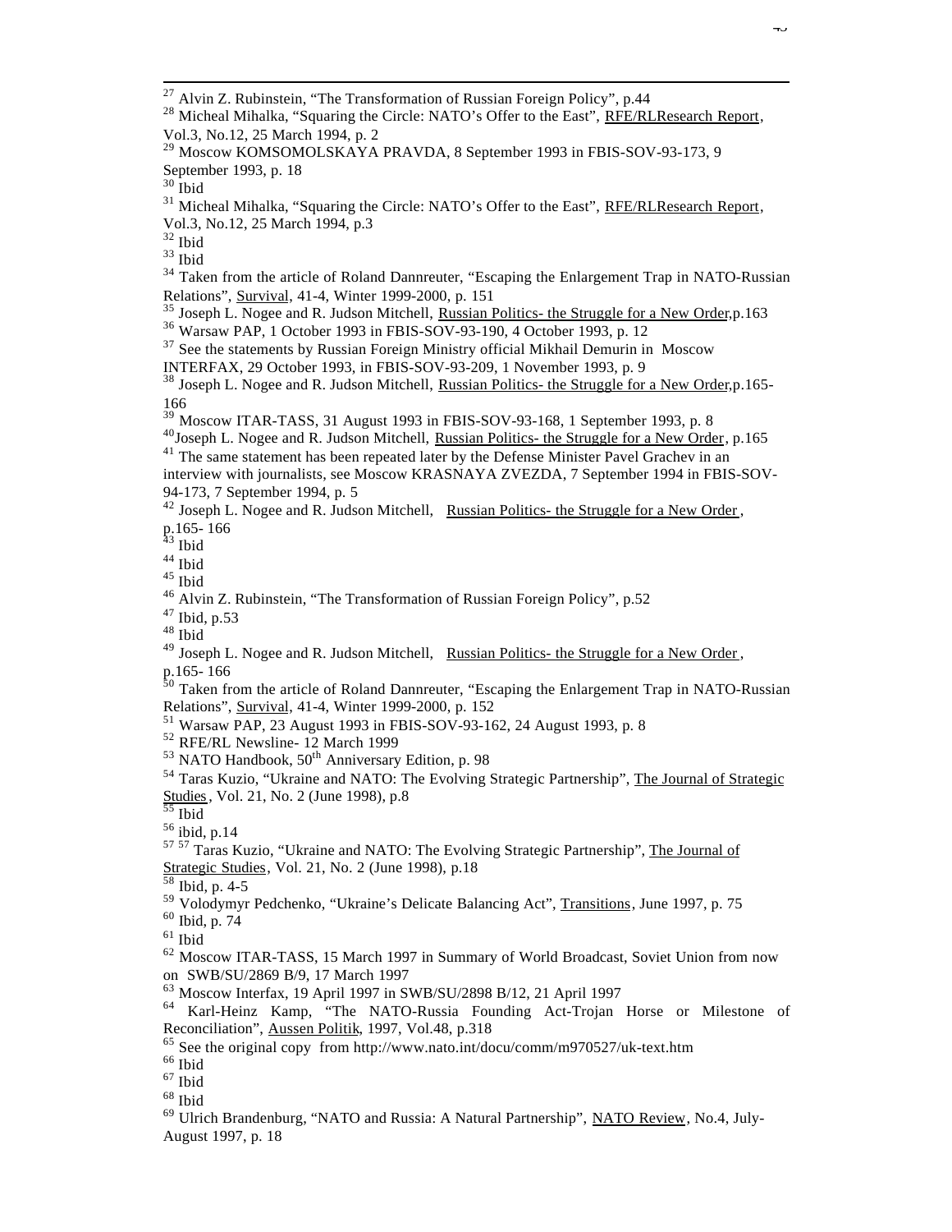[27] Alvin Z. Rubinstein, "The Transformation of Russian Foreign Policy", p.44

[28] Micheal Mihalka, "Squaring the Circle: NATO's Offer to the East", RFE/RLResearch Report, Vol.3, No.12, 25 March 1994, p. 2

[29] Moscow KOMSOMOLSKAYA PRAVDA, 8 September 1993 in FBIS-SOV-93-173, 9 September 1993, p. 18

[30] Ibid

[31] Micheal Mihalka, "Squaring the Circle: NATO's Offer to the East", RFE/RLResearch Report, Vol.3, No.12, 25 March 1994, p.3

[32] Ibid

[33] Ibid

[34] Taken from the article of Roland Dannreuter, "Escaping the Enlargement Trap in NATO-Russian Relations", Survival, 41-4, Winter 1999-2000, p. 151

[35] Joseph L. Nogee and R. Judson Mitchell, Russian Politics- the Struggle for a New Order,p.163

[36] Warsaw PAP, 1 October 1993 in FBIS-SOV-93-190, 4 October 1993, p. 12

[37] See the statements by Russian Foreign Ministry official Mikhail Demurin in Moscow INTERFAX, 29 October 1993, in FBIS-SOV-93-209, 1 November 1993, p. 9

[38] Joseph L. Nogee and R. Judson Mitchell, Russian Politics- the Struggle for a New Order,p.165-166

[39] Moscow ITAR-TASS, 31 August 1993 in FBIS-SOV-93-168, 1 September 1993, p. 8

[40] Joseph L. Nogee and R. Judson Mitchell, Russian Politics- the Struggle for a New Order, p.165

[41] The same statement has been repeated later by the Defense Minister Pavel Grachev in an interview with journalists, see Moscow KRASNAYA ZVEZDA, 7 September 1994 in FBIS-SOV-94-173, 7 September 1994, p. 5

[42] Joseph L. Nogee and R. Judson Mitchell, Russian Politics- the Struggle for a New Order, p.165- 166

[43] Ibid

[44] Ibid

[45] Ibid

[46] Alvin Z. Rubinstein, "The Transformation of Russian Foreign Policy", p.52

[47] Ibid, p.53

[48] Ibid

[49] Joseph L. Nogee and R. Judson Mitchell, Russian Politics- the Struggle for a New Order, p.165- 166

[50] Taken from the article of Roland Dannreuter, "Escaping the Enlargement Trap in NATO-Russian Relations", Survival, 41-4, Winter 1999-2000, p. 152

[51] Warsaw PAP, 23 August 1993 in FBIS-SOV-93-162, 24 August 1993, p. 8

[52] RFE/RL Newsline- 12 March 1999

[53] NATO Handbook, 50th Anniversary Edition, p. 98

[54] Taras Kuzio, "Ukraine and NATO: The Evolving Strategic Partnership", The Journal of Strategic Studies, Vol. 21, No. 2 (June 1998), p.8

[55] Ibid

[56] ibid, p.14

[57] [57] Taras Kuzio, "Ukraine and NATO: The Evolving Strategic Partnership", The Journal of Strategic Studies, Vol. 21, No. 2 (June 1998), p.18

[58] Ibid, p. 4-5

[59] Volodymyr Pedchenko, "Ukraine's Delicate Balancing Act", Transitions, June 1997, p. 75

[60] Ibid, p. 74

[61] Ibid

[62] Moscow ITAR-TASS, 15 March 1997 in Summary of World Broadcast, Soviet Union from now on SWB/SU/2869 B/9, 17 March 1997

[63] Moscow Interfax, 19 April 1997 in SWB/SU/2898 B/12, 21 April 1997

[64] Karl-Heinz Kamp, "The NATO-Russia Founding Act-Trojan Horse or Milestone of Reconciliation", Aussen Politik, 1997, Vol.48, p.318

[65] See the original copy from http://www.nato.int/docu/comm/m970527/uk-text.htm

[66] Ibid

[67] Ibid

[68] Ibid

[69] Ulrich Brandenburg, "NATO and Russia: A Natural Partnership", NATO Review, No.4, July-August 1997, p. 18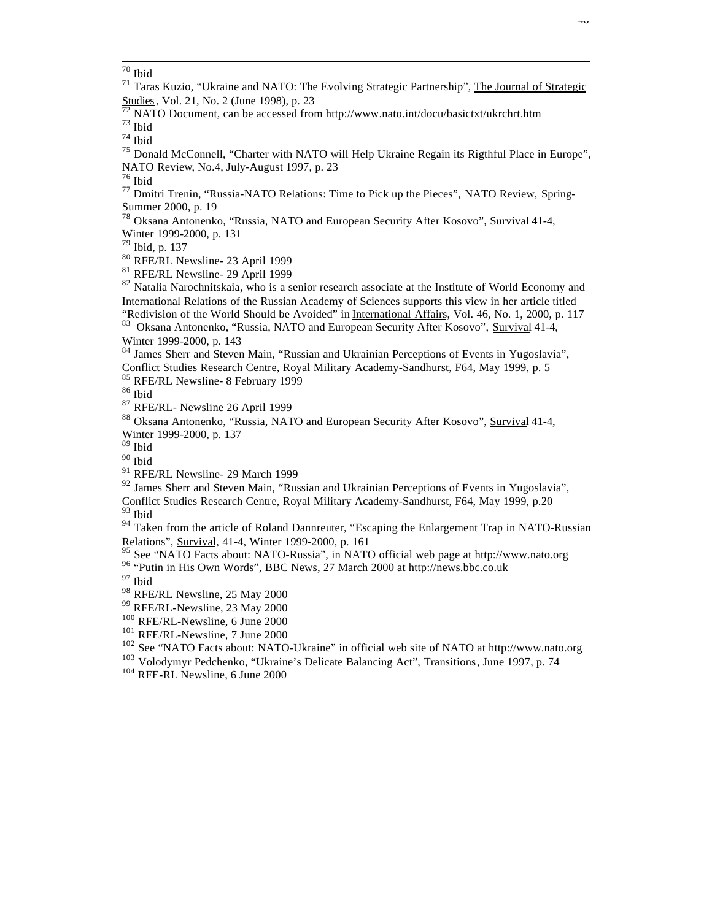[70] Ibid

[71] Taras Kuzio, "Ukraine and NATO: The Evolving Strategic Partnership", The Journal of Strategic Studies, Vol. 21, No. 2 (June 1998), p. 23

[72] NATO Document, can be accessed from http://www.nato.int/docu/basictxt/ukrchrt.htm

[73] Ibid

[74] Ibid

[75] Donald McConnell, "Charter with NATO will Help Ukraine Regain its Rigthful Place in Europe", NATO Review, No.4, July-August 1997, p. 23

[76] Ibid

[77] Dmitri Trenin, "Russia-NATO Relations: Time to Pick up the Pieces", NATO Review, Spring-Summer 2000, p. 19

[78] Oksana Antonenko, "Russia, NATO and European Security After Kosovo", Survival 41-4, Winter 1999-2000, p. 131

[79] Ibid, p. 137

[80] RFE/RL Newsline- 23 April 1999

[81] RFE/RL Newsline- 29 April 1999

[82] Natalia Narochnitskaia, who is a senior research associate at the Institute of World Economy and International Relations of the Russian Academy of Sciences supports this view in her article titled "Redivision of the World Should be Avoided" in International Affairs, Vol. 46, No. 1, 2000, p. 117

[83] Oksana Antonenko, "Russia, NATO and European Security After Kosovo", Survival 41-4, Winter 1999-2000, p. 143

[84] James Sherr and Steven Main, "Russian and Ukrainian Perceptions of Events in Yugoslavia", Conflict Studies Research Centre, Royal Military Academy-Sandhurst, F64, May 1999, p. 5

[85] RFE/RL Newsline- 8 February 1999

[86] Ibid

[87] RFE/RL- Newsline 26 April 1999

[88] Oksana Antonenko, "Russia, NATO and European Security After Kosovo", Survival 41-4, Winter 1999-2000, p. 137

[89] Ibid

[90] Ibid

[91] RFE/RL Newsline- 29 March 1999

[92] James Sherr and Steven Main, "Russian and Ukrainian Perceptions of Events in Yugoslavia", Conflict Studies Research Centre, Royal Military Academy-Sandhurst, F64, May 1999, p.20

[93] Ibid

[94] Taken from the article of Roland Dannreuter, "Escaping the Enlargement Trap in NATO-Russian Relations", Survival, 41-4, Winter 1999-2000, p. 161

[95] See "NATO Facts about: NATO-Russia", in NATO official web page at http://www.nato.org

[96] "Putin in His Own Words", BBC News, 27 March 2000 at http://news.bbc.co.uk

[97] Ibid

[98] RFE/RL Newsline, 25 May 2000

[99] RFE/RL-Newsline, 23 May 2000

[100] RFE/RL-Newsline, 6 June 2000

[101] RFE/RL-Newsline, 7 June 2000

[102] See "NATO Facts about: NATO-Ukraine" in official web site of NATO at http://www.nato.org

[103] Volodymyr Pedchenko, "Ukraine's Delicate Balancing Act", Transitions, June 1997, p. 74

[104] RFE-RL Newsline, 6 June 2000